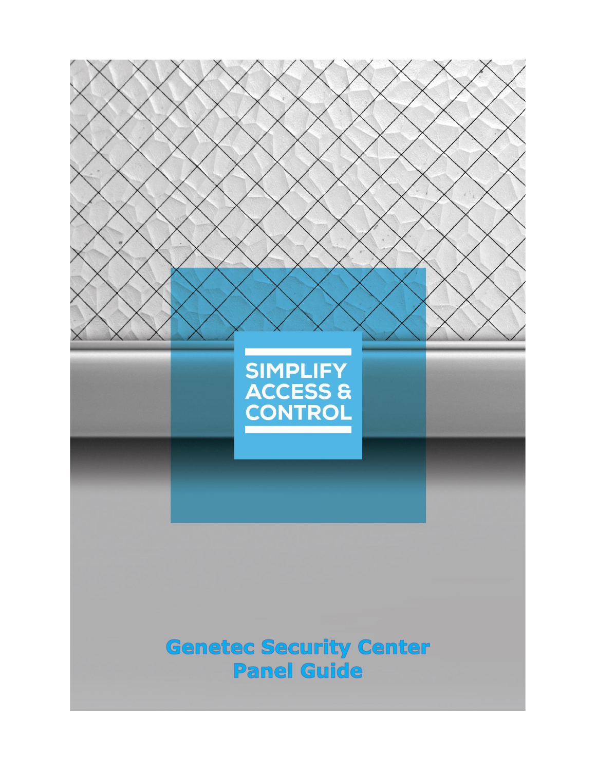SIMPLIFY
ACCESS &
CONTROL

# Genetec Security Center Panel Guide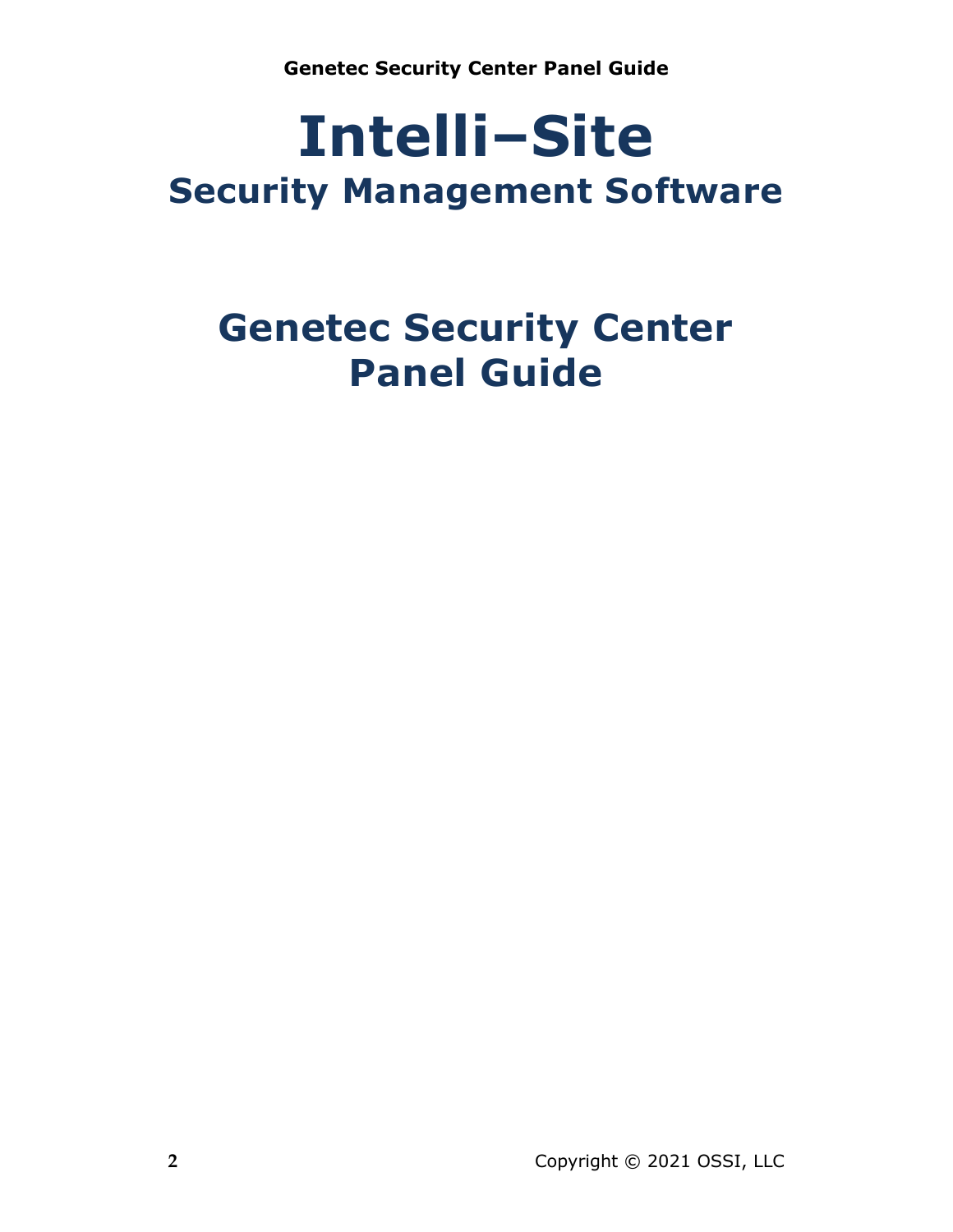# Intelli–Site

## Security Management Software

# Genetec Security Center Panel Guide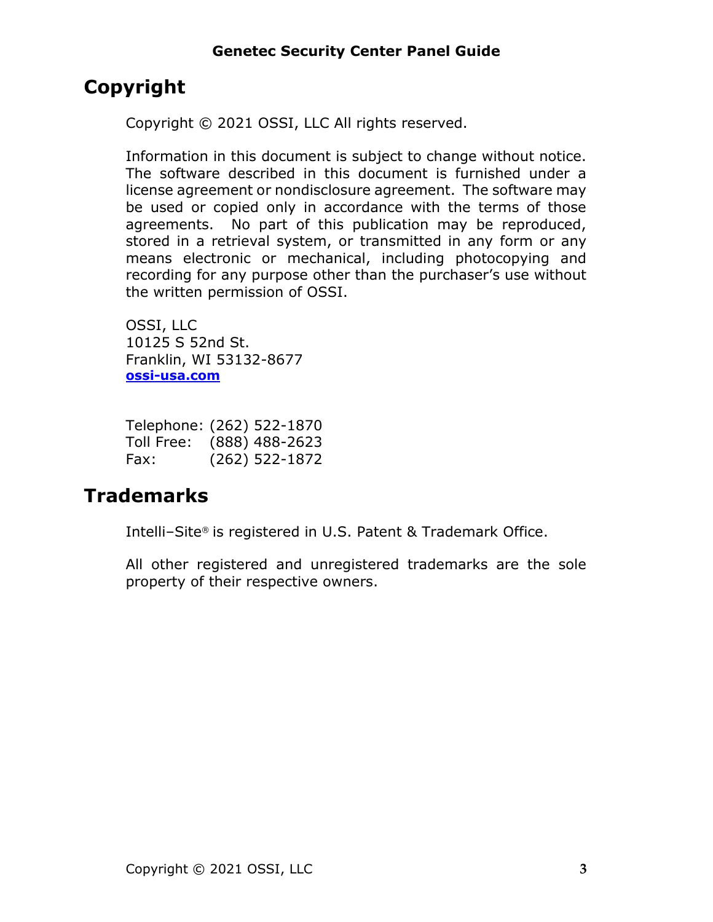# Copyright

Copyright © 2021 OSSI, LLC All rights reserved.

Information in this document is subject to change without notice. The software described in this document is furnished under a license agreement or nondisclosure agreement. The software may be used or copied only in accordance with the terms of those agreements. No part of this publication may be reproduced, stored in a retrieval system, or transmitted in any form or any means electronic or mechanical, including photocopying and recording for any purpose other than the purchaser's use without the written permission of OSSI.

OSSI, LLC
10125 S 52nd St.
Franklin, WI 53132-8677
**ossi-usa.com**

Telephone: (262) 522-1870
Toll Free: (888) 488-2623
Fax: (262) 522-1872

# Trademarks

Intelli–Site® is registered in U.S. Patent & Trademark Office.

All other registered and unregistered trademarks are the sole property of their respective owners.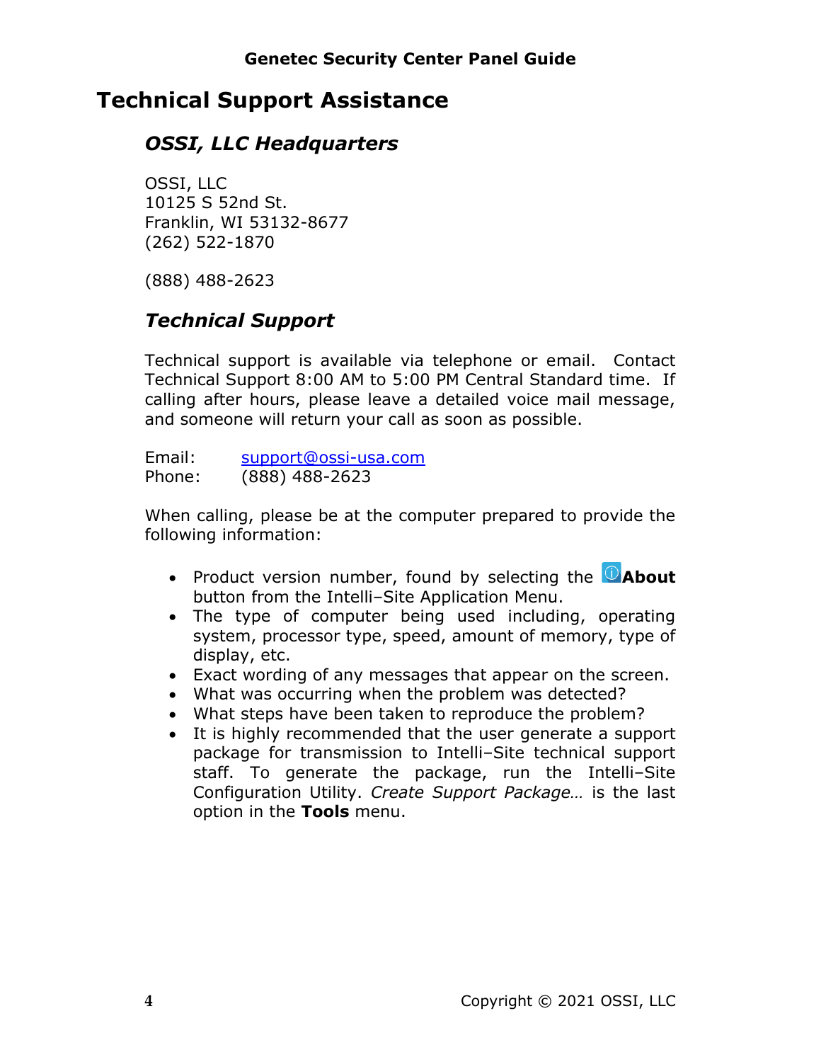# Technical Support Assistance

## *OSSI, LLC Headquarters*

OSSI, LLC
10125 S 52nd St.
Franklin, WI 53132-8677
(262) 522-1870

(888) 488-2623

## *Technical Support*

Technical support is available via telephone or email. Contact Technical Support 8:00 AM to 5:00 PM Central Standard time. If calling after hours, please leave a detailed voice mail message, and someone will return your call as soon as possible.

Email: support@ossi-usa.com
Phone: (888) 488-2623

When calling, please be at the computer prepared to provide the following information:

- Product version number, found by selecting the **About** button from the Intelli–Site Application Menu.
- The type of computer being used including, operating system, processor type, speed, amount of memory, type of display, etc.
- Exact wording of any messages that appear on the screen.
- What was occurring when the problem was detected?
- What steps have been taken to reproduce the problem?
- It is highly recommended that the user generate a support package for transmission to Intelli–Site technical support staff. To generate the package, run the Intelli–Site Configuration Utility. *Create Support Package…* is the last option in the **Tools** menu.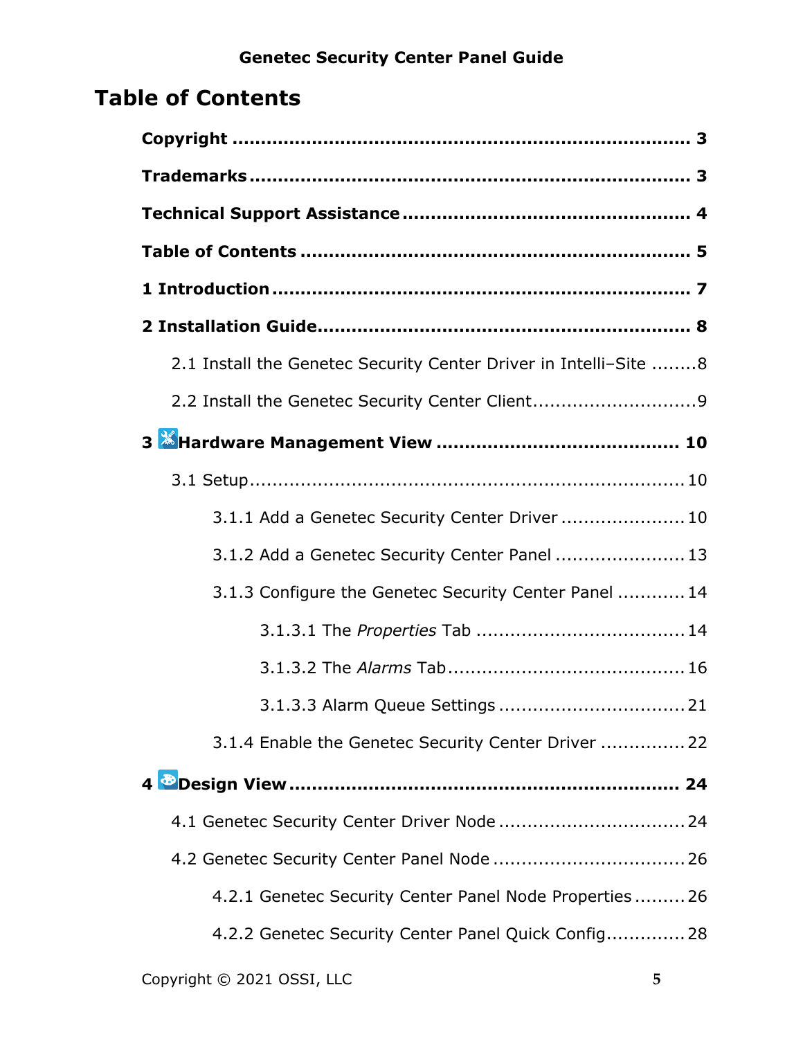# Table of Contents

**Copyright** ........................................................................ **3**

**Trademarks** ...................................................................... **3**

**Technical Support Assistance** ............................................. **4**

**Table of Contents** ............................................................. **5**

**1 Introduction** ................................................................... **7**

**2 Installation Guide** ............................................................ **8**

- 2.1 Install the Genetec Security Center Driver in Intelli–Site ........8
- 2.2 Install the Genetec Security Center Client............................9

**3 Hardware Management View** .......................................... **10**

- 3.1 Setup............................................................................10
  - 3.1.1 Add a Genetec Security Center Driver ......................10
  - 3.1.2 Add a Genetec Security Center Panel .......................13
  - 3.1.3 Configure the Genetec Security Center Panel ............14
    - 3.1.3.1 The *Properties* Tab ...................................14
    - 3.1.3.2 The *Alarms* Tab.........................................16
    - 3.1.3.3 Alarm Queue Settings .................................21
  - 3.1.4 Enable the Genetec Security Center Driver ...............22

**4 Design View** ..................................................................... **24**

- 4.1 Genetec Security Center Driver Node .................................24
- 4.2 Genetec Security Center Panel Node ..................................26
  - 4.2.1 Genetec Security Center Panel Node Properties .........26
  - 4.2.2 Genetec Security Center Panel Quick Config..............28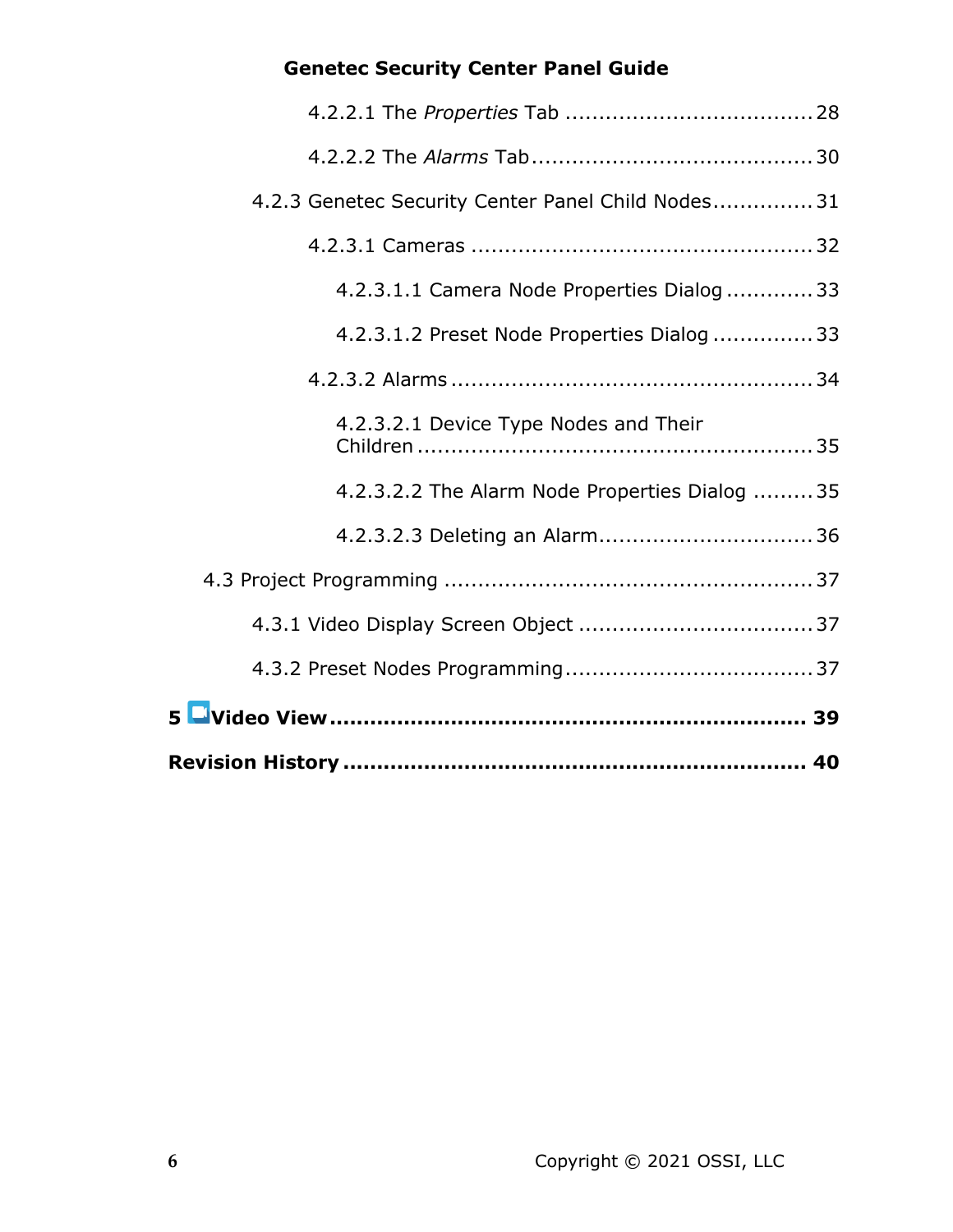4.2.2.1 The *Properties* Tab .................................... 28

4.2.2.2 The *Alarms* Tab ......................................... 30

4.2.3 Genetec Security Center Panel Child Nodes ............... 31

4.2.3.1 Cameras .................................................. 32

4.2.3.1.1 Camera Node Properties Dialog ............. 33

4.2.3.1.2 Preset Node Properties Dialog ............... 33

4.2.3.2 Alarms ..................................................... 34

4.2.3.2.1 Device Type Nodes and Their Children ........................................................... 35

4.2.3.2.2 The Alarm Node Properties Dialog ......... 35

4.2.3.2.3 Deleting an Alarm................................ 36

4.3 Project Programming ...................................................... 37

4.3.1 Video Display Screen Object .................................. 37

4.3.2 Preset Nodes Programming.................................... 37

**5 Video View ...................................................................... 39**

**Revision History .................................................................. 40**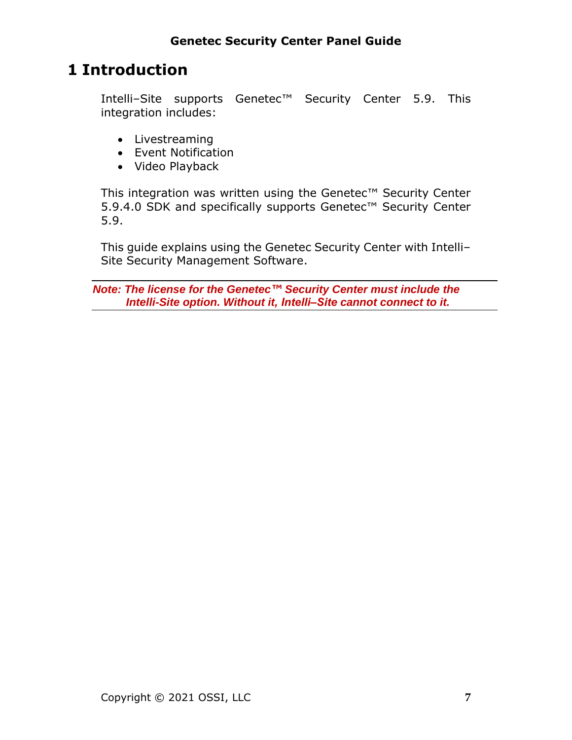# 1 Introduction

Intelli–Site supports Genetec™ Security Center 5.9. This integration includes:

- Livestreaming
- Event Notification
- Video Playback

This integration was written using the Genetec™ Security Center 5.9.4.0 SDK and specifically supports Genetec™ Security Center 5.9.

This guide explains using the Genetec Security Center with Intelli–Site Security Management Software.

***Note: The license for the Genetec™ Security Center must include the Intelli-Site option. Without it, Intelli–Site cannot connect to it.***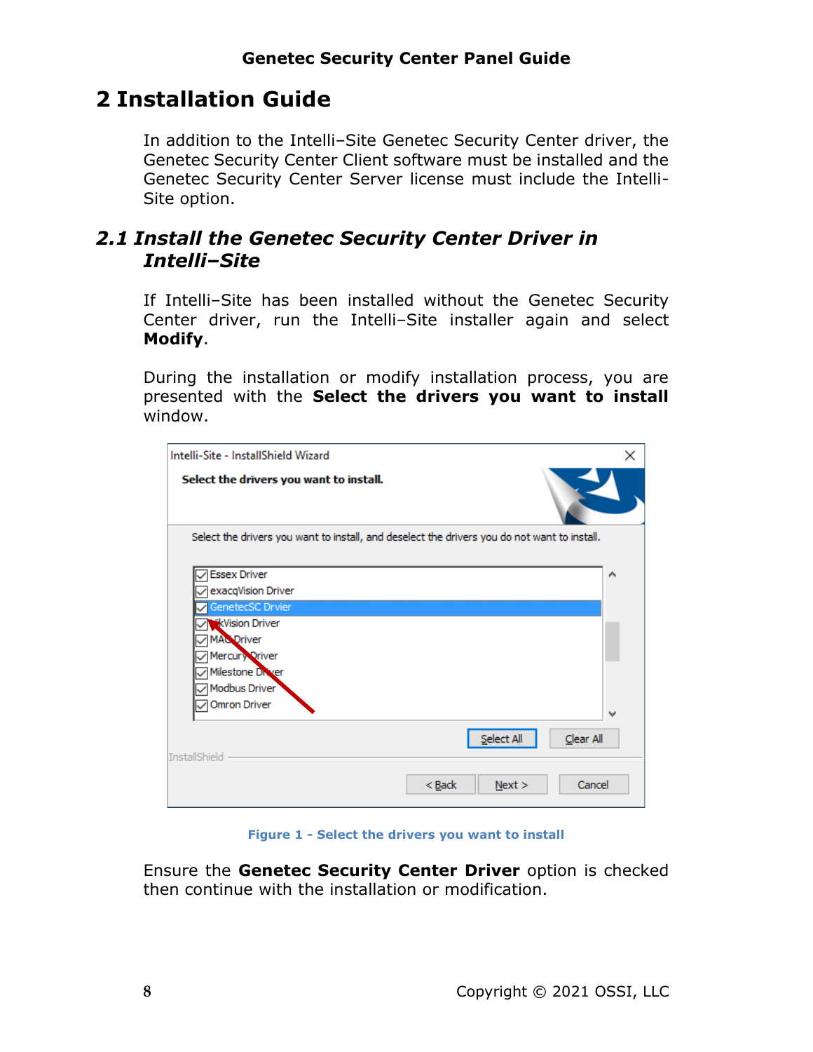# 2 Installation Guide

In addition to the Intelli–Site Genetec Security Center driver, the Genetec Security Center Client software must be installed and the Genetec Security Center Server license must include the Intelli-Site option.

## *2.1 Install the Genetec Security Center Driver in Intelli–Site*

If Intelli–Site has been installed without the Genetec Security Center driver, run the Intelli–Site installer again and select **Modify**.

During the installation or modify installation process, you are presented with the **Select the drivers you want to install** window.

Figure 1 - Select the drivers you want to install

Ensure the **Genetec Security Center Driver** option is checked then continue with the installation or modification.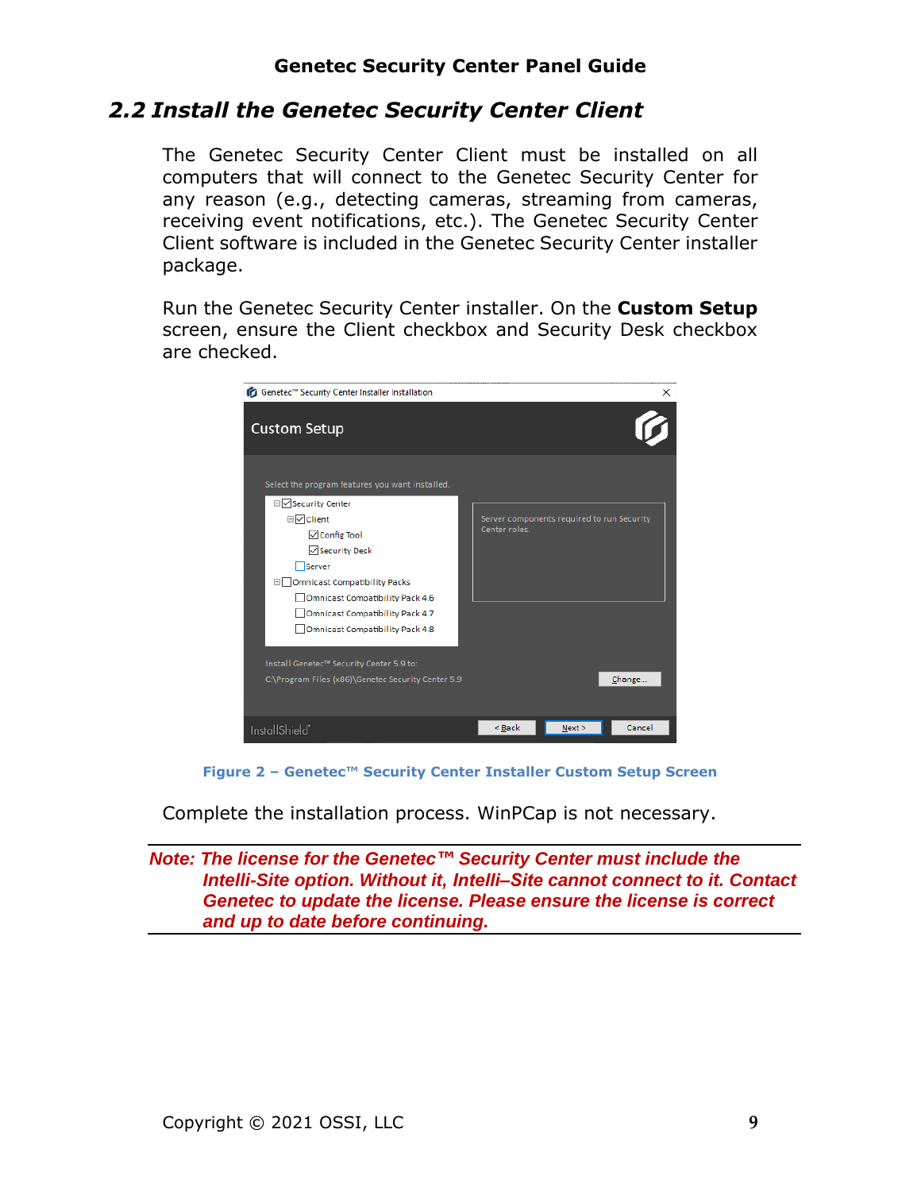## 2.2 Install the Genetec Security Center Client

The Genetec Security Center Client must be installed on all computers that will connect to the Genetec Security Center for any reason (e.g., detecting cameras, streaming from cameras, receiving event notifications, etc.). The Genetec Security Center Client software is included in the Genetec Security Center installer package.

Run the Genetec Security Center installer. On the **Custom Setup** screen, ensure the Client checkbox and Security Desk checkbox are checked.

**Figure 2 – Genetec™ Security Center Installer Custom Setup Screen**

Complete the installation process. WinPCap is not necessary.

---

***Note: The license for the Genetec™ Security Center must include the Intelli-Site option. Without it, Intelli–Site cannot connect to it. Contact Genetec to update the license. Please ensure the license is correct and up to date before continuing.***

---

Copyright © 2021 OSSI, LLC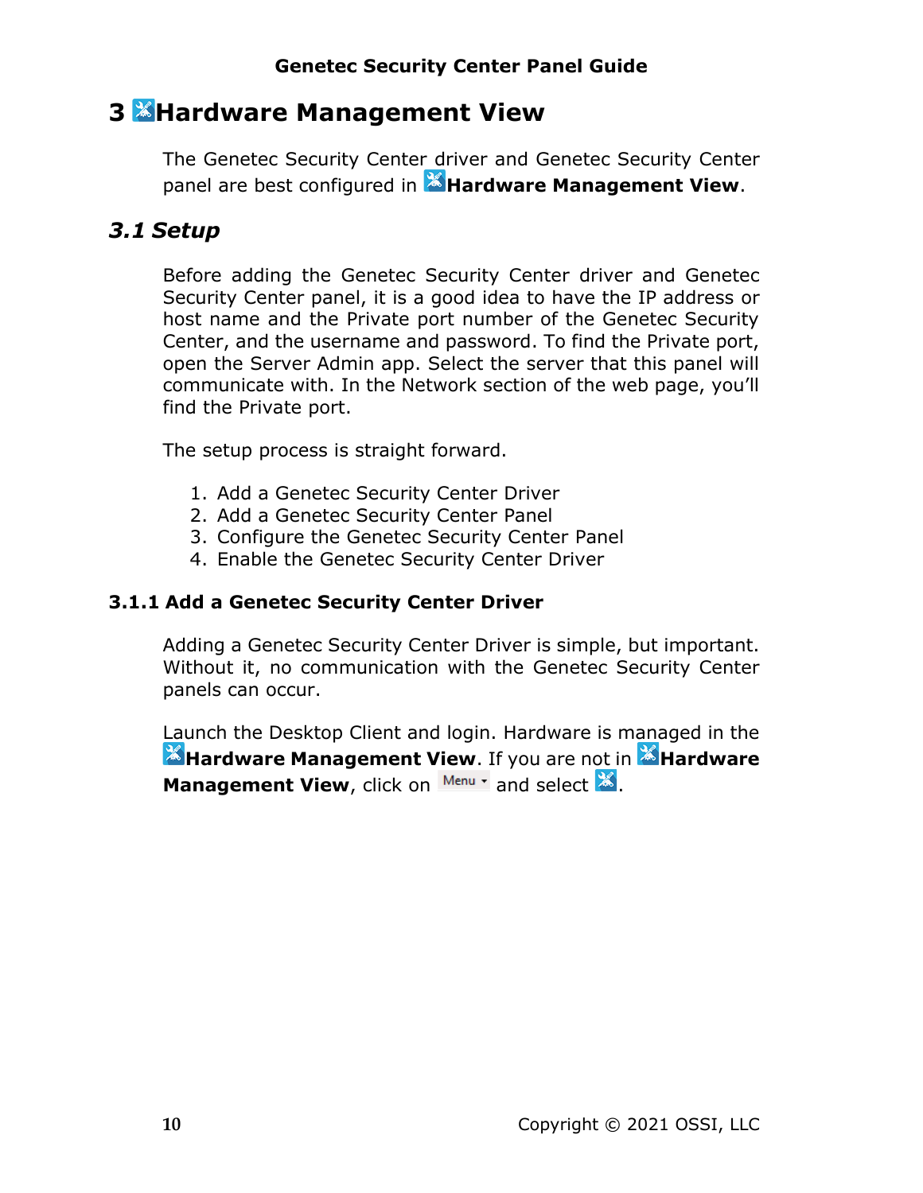# 3 Hardware Management View

The Genetec Security Center driver and Genetec Security Center panel are best configured in **Hardware Management View**.

## *3.1 Setup*

Before adding the Genetec Security Center driver and Genetec Security Center panel, it is a good idea to have the IP address or host name and the Private port number of the Genetec Security Center, and the username and password. To find the Private port, open the Server Admin app. Select the server that this panel will communicate with. In the Network section of the web page, you'll find the Private port.

The setup process is straight forward.

1. Add a Genetec Security Center Driver
2. Add a Genetec Security Center Panel
3. Configure the Genetec Security Center Panel
4. Enable the Genetec Security Center Driver

### 3.1.1 Add a Genetec Security Center Driver

Adding a Genetec Security Center Driver is simple, but important. Without it, no communication with the Genetec Security Center panels can occur.

Launch the Desktop Client and login. Hardware is managed in the **Hardware Management View**. If you are not in **Hardware Management View**, click on Menu and select .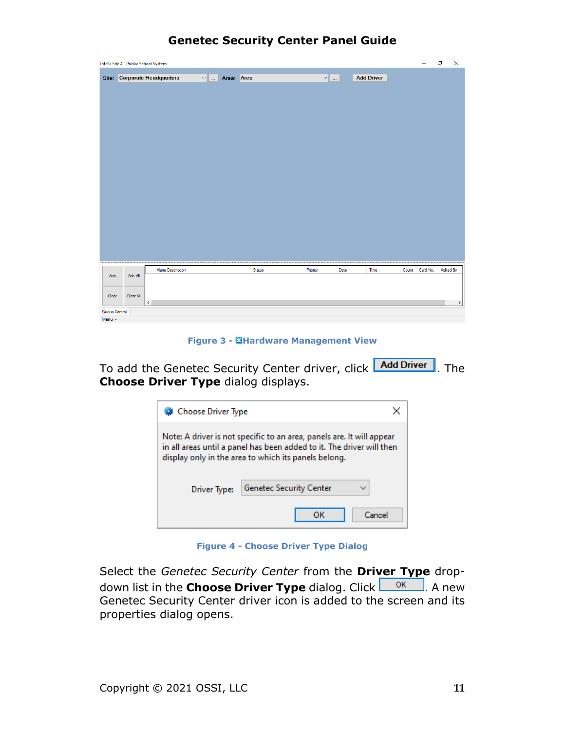Figure 3 - Hardware Management View

To add the Genetec Security Center driver, click **Add Driver**. The **Choose Driver Type** dialog displays.

Figure 4 - Choose Driver Type Dialog

Select the *Genetec Security Center* from the **Driver Type** drop-down list in the **Choose Driver Type** dialog. Click OK. A new Genetec Security Center driver icon is added to the screen and its properties dialog opens.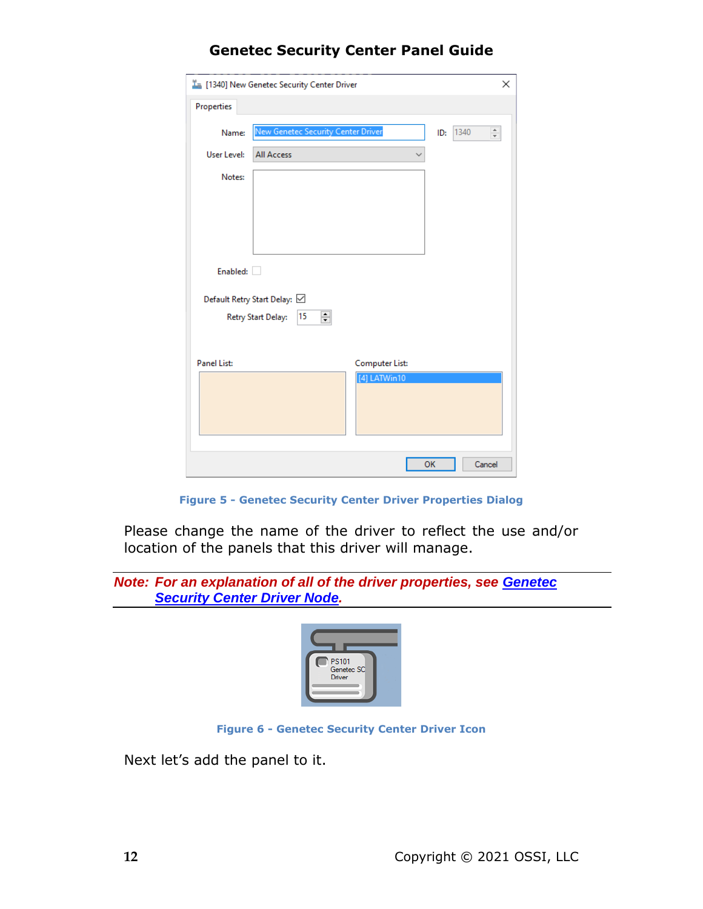Figure 5 - Genetec Security Center Driver Properties Dialog

Please change the name of the driver to reflect the use and/or location of the panels that this driver will manage.

***Note: For an explanation of all of the driver properties, see Genetec Security Center Driver Node.***

Figure 6 - Genetec Security Center Driver Icon

Next let's add the panel to it.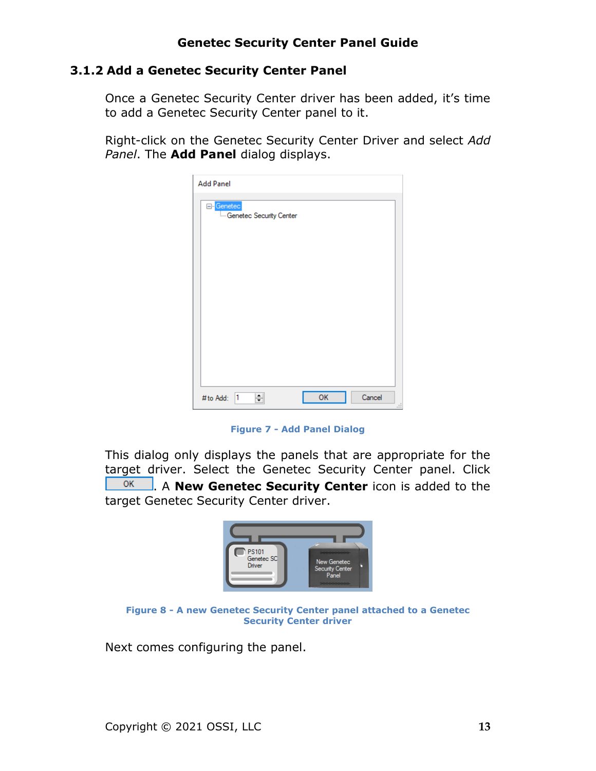### 3.1.2 Add a Genetec Security Center Panel

Once a Genetec Security Center driver has been added, it's time to add a Genetec Security Center panel to it.

Right-click on the Genetec Security Center Driver and select *Add Panel*. The **Add Panel** dialog displays.

**Figure 7 - Add Panel Dialog**

This dialog only displays the panels that are appropriate for the target driver. Select the Genetec Security Center panel. Click OK. A **New Genetec Security Center** icon is added to the target Genetec Security Center driver.

**Figure 8 - A new Genetec Security Center panel attached to a Genetec Security Center driver**

Next comes configuring the panel.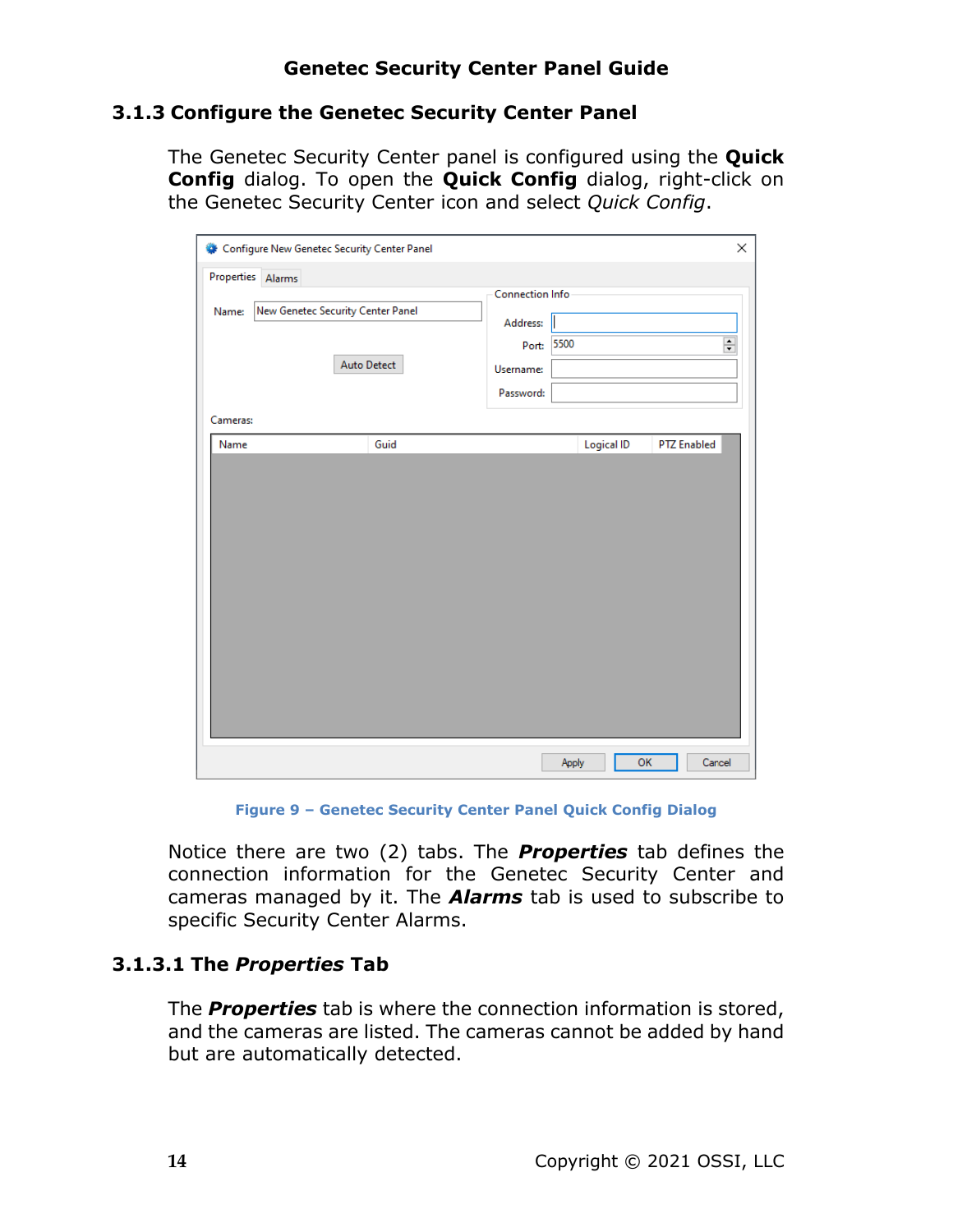### 3.1.3 Configure the Genetec Security Center Panel

The Genetec Security Center panel is configured using the **Quick Config** dialog. To open the **Quick Config** dialog, right-click on the Genetec Security Center icon and select *Quick Config*.

Figure 9 – Genetec Security Center Panel Quick Config Dialog

Notice there are two (2) tabs. The ***Properties*** tab defines the connection information for the Genetec Security Center and cameras managed by it. The ***Alarms*** tab is used to subscribe to specific Security Center Alarms.

#### 3.1.3.1 The *Properties* Tab

The ***Properties*** tab is where the connection information is stored, and the cameras are listed. The cameras cannot be added by hand but are automatically detected.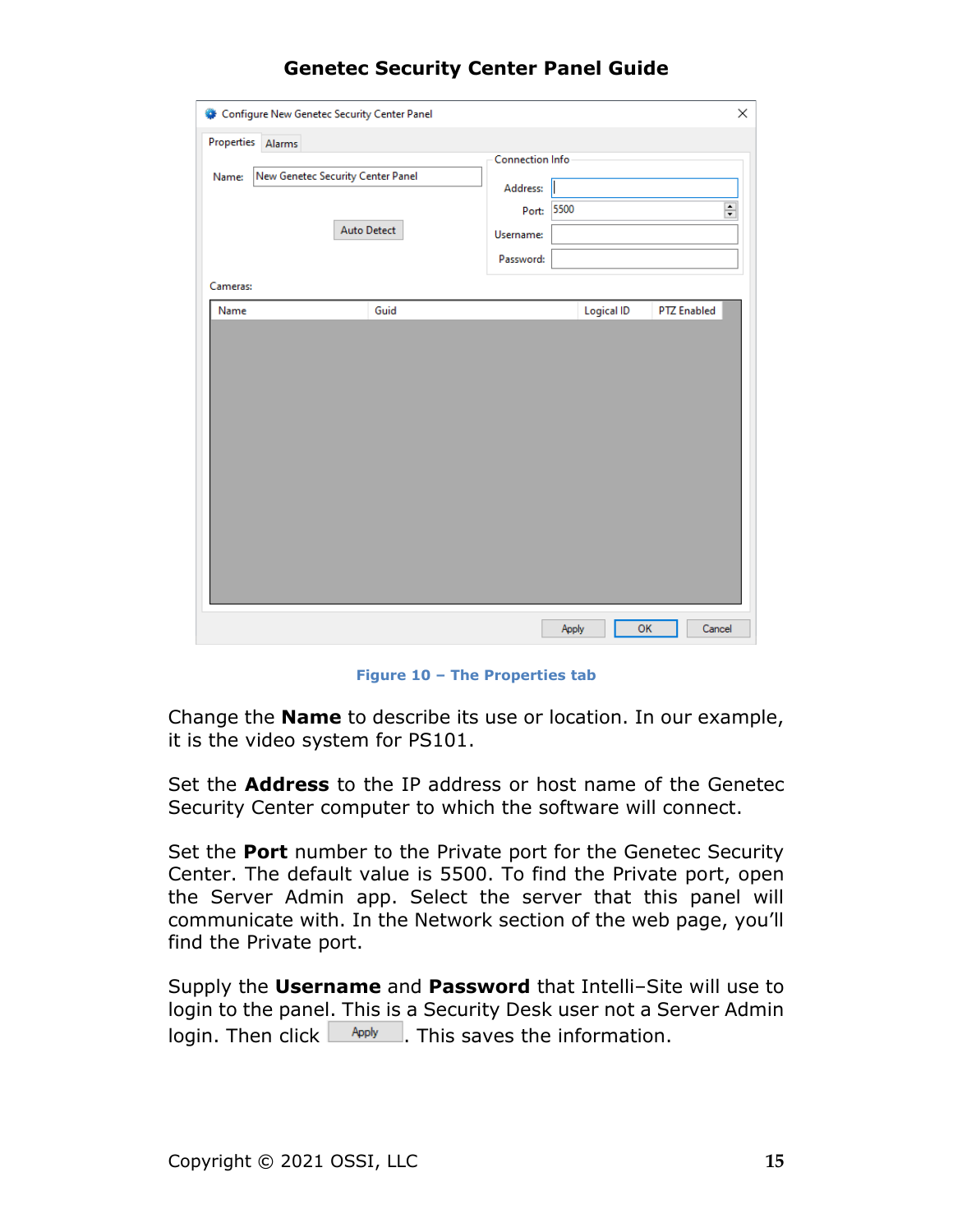Figure 10 – The Properties tab

Change the **Name** to describe its use or location. In our example, it is the video system for PS101.

Set the **Address** to the IP address or host name of the Genetec Security Center computer to which the software will connect.

Set the **Port** number to the Private port for the Genetec Security Center. The default value is 5500. To find the Private port, open the Server Admin app. Select the server that this panel will communicate with. In the Network section of the web page, you'll find the Private port.

Supply the **Username** and **Password** that Intelli–Site will use to login to the panel. This is a Security Desk user not a Server Admin login. Then click Apply. This saves the information.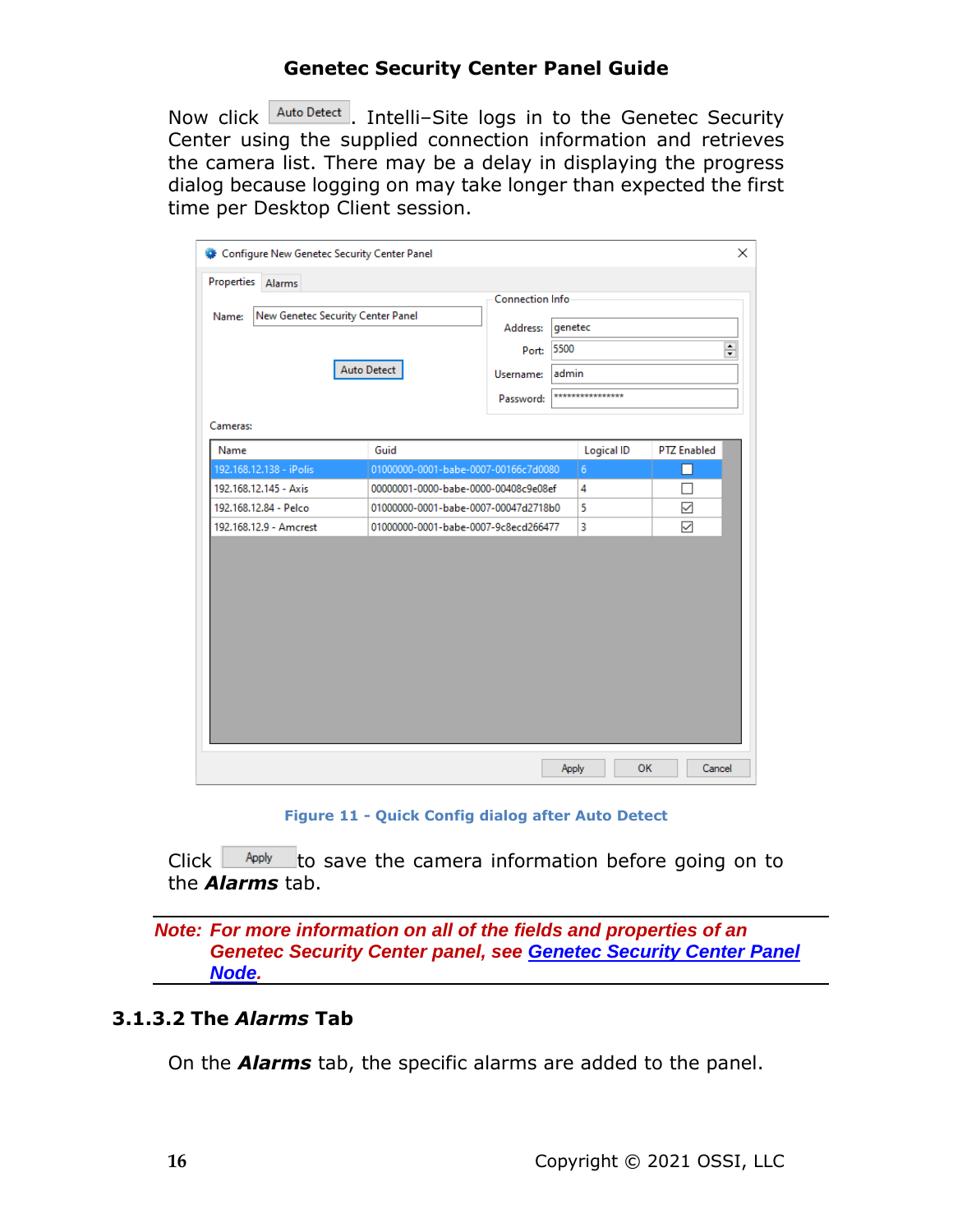Now click Auto Detect. Intelli–Site logs in to the Genetec Security Center using the supplied connection information and retrieves the camera list. There may be a delay in displaying the progress dialog because logging on may take longer than expected the first time per Desktop Client session.

**Figure 11 - Quick Config dialog after Auto Detect**

Click Apply to save the camera information before going on to the ***Alarms*** tab.

---

*Note: For more information on all of the fields and properties of an Genetec Security Center panel, see Genetec Security Center Panel Node.*

---

### 3.1.3.2 The *Alarms* Tab

On the ***Alarms*** tab, the specific alarms are added to the panel.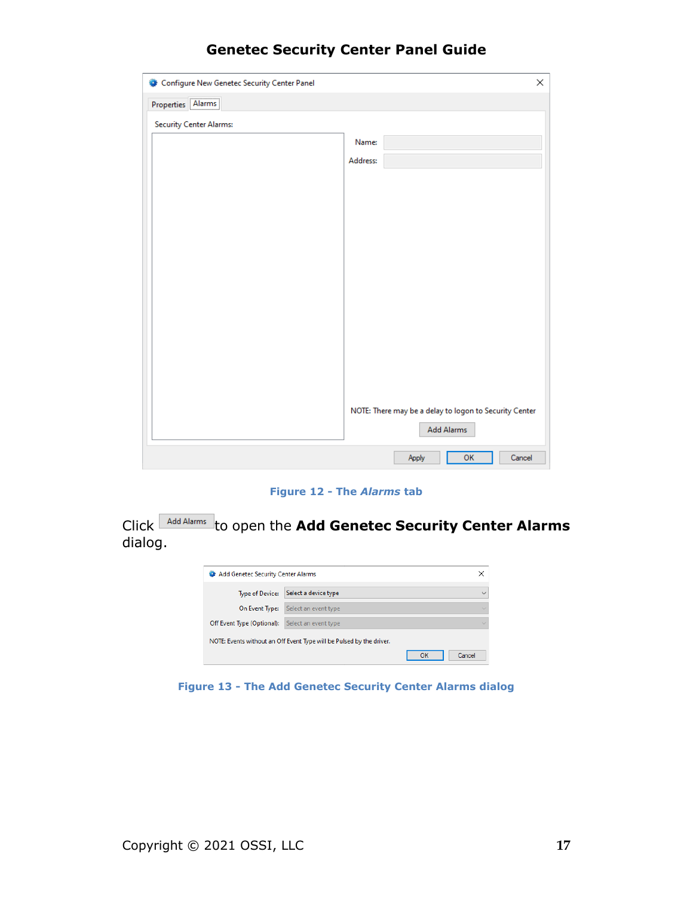Figure 12 - The *Alarms* tab

Click Add Alarms to open the **Add Genetec Security Center Alarms** dialog.

Figure 13 - The Add Genetec Security Center Alarms dialog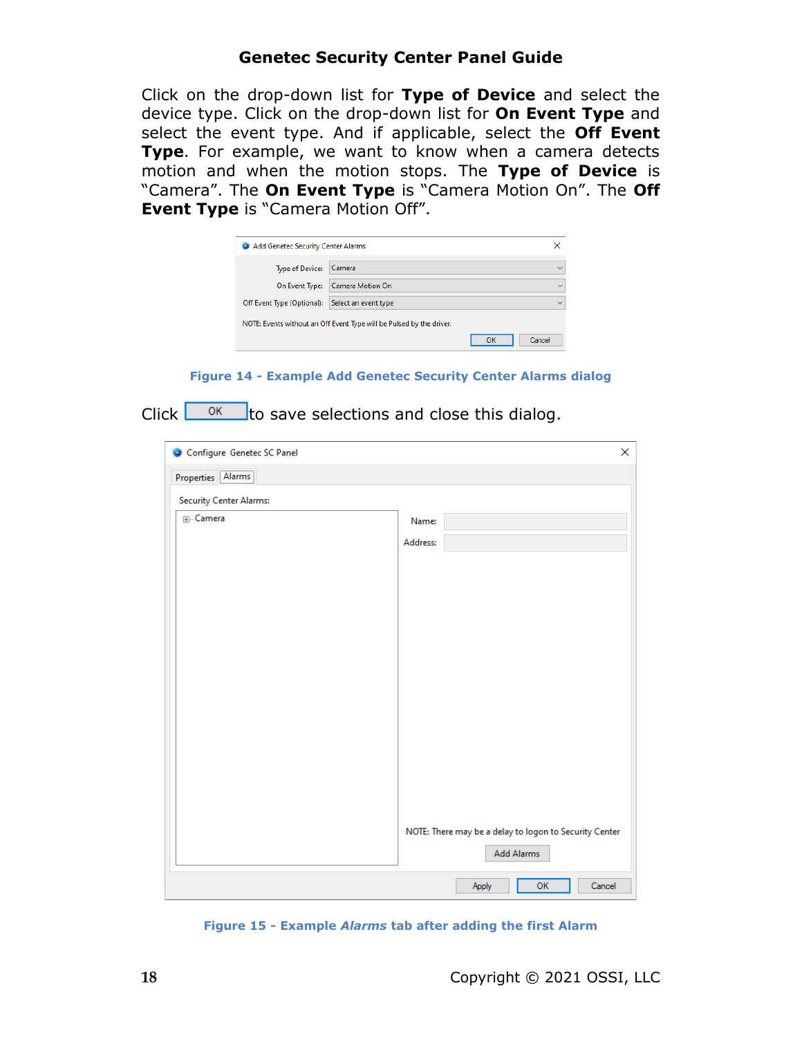Click on the drop-down list for **Type of Device** and select the device type. Click on the drop-down list for **On Event Type** and select the event type. And if applicable, select the **Off Event Type**. For example, we want to know when a camera detects motion and when the motion stops. The **Type of Device** is "Camera". The **On Event Type** is "Camera Motion On". The **Off Event Type** is "Camera Motion Off".

**Figure 14 - Example Add Genetec Security Center Alarms dialog**

Click OK to save selections and close this dialog.

**Figure 15 - Example *Alarms* tab after adding the first Alarm**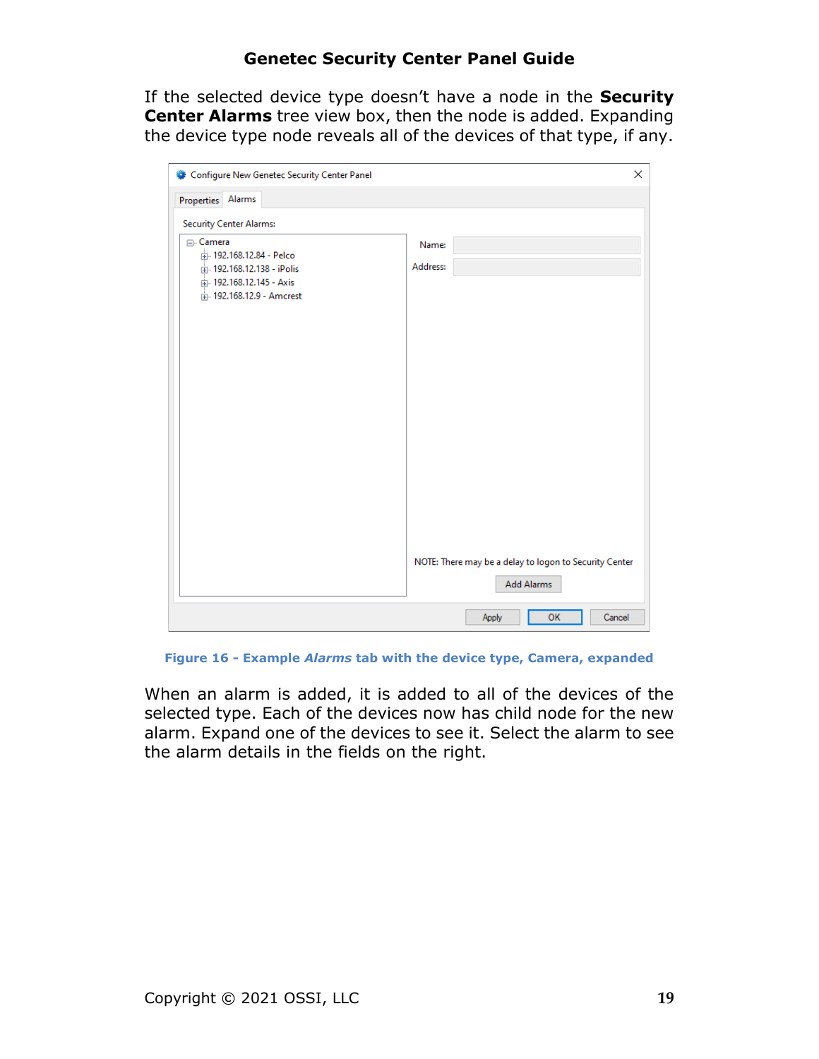If the selected device type doesn't have a node in the **Security Center Alarms** tree view box, then the node is added. Expanding the device type node reveals all of the devices of that type, if any.

**Figure 16 - Example *Alarms* tab with the device type, Camera, expanded**

When an alarm is added, it is added to all of the devices of the selected type. Each of the devices now has child node for the new alarm. Expand one of the devices to see it. Select the alarm to see the alarm details in the fields on the right.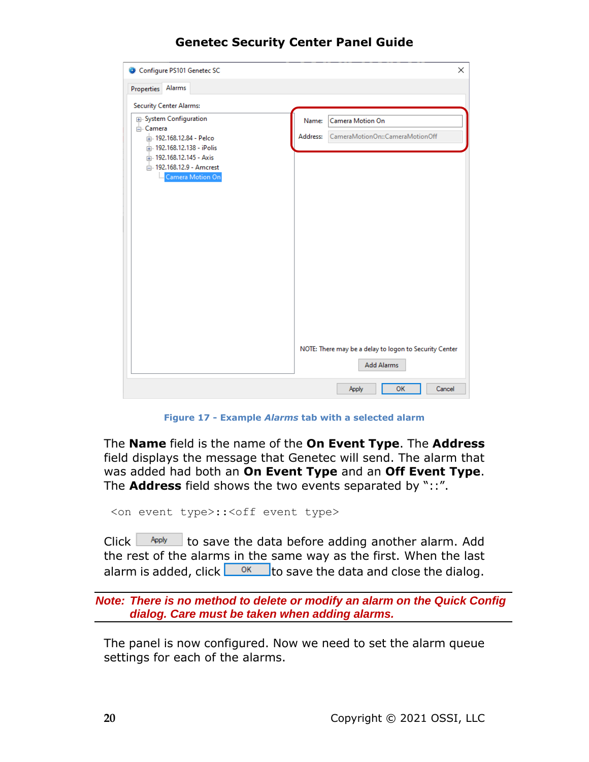Figure 17 - Example *Alarms* tab with a selected alarm

The **Name** field is the name of the **On Event Type**. The **Address** field displays the message that Genetec will send. The alarm that was added had both an **On Event Type** and an **Off Event Type**. The **Address** field shows the two events separated by "::".

```
<on event type>::<off event type>
```

Click Apply to save the data before adding another alarm. Add the rest of the alarms in the same way as the first. When the last alarm is added, click OK to save the data and close the dialog.

***Note: There is no method to delete or modify an alarm on the Quick Config dialog. Care must be taken when adding alarms.***

The panel is now configured. Now we need to set the alarm queue settings for each of the alarms.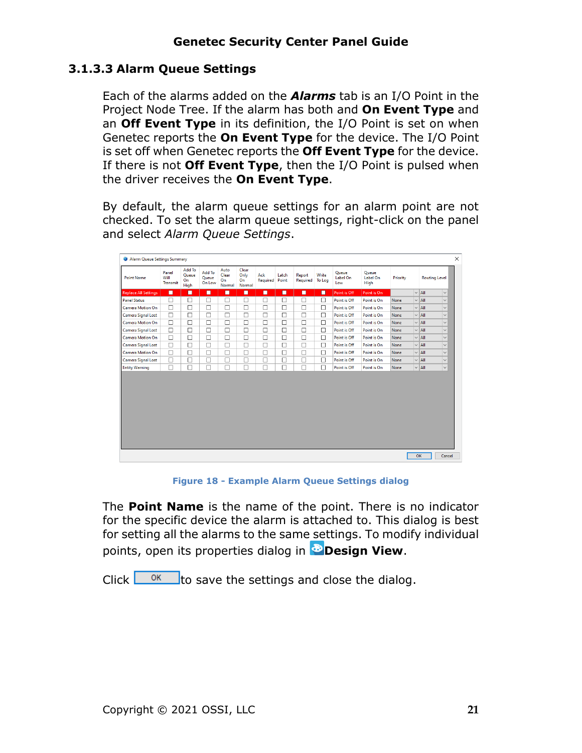### 3.1.3.3 Alarm Queue Settings

Each of the alarms added on the ***Alarms*** tab is an I/O Point in the Project Node Tree. If the alarm has both and **On Event Type** and an **Off Event Type** in its definition, the I/O Point is set on when Genetec reports the **On Event Type** for the device. The I/O Point is set off when Genetec reports the **Off Event Type** for the device. If there is not **Off Event Type**, then the I/O Point is pulsed when the driver receives the **On Event Type**.

By default, the alarm queue settings for an alarm point are not checked. To set the alarm queue settings, right-click on the panel and select *Alarm Queue Settings*.

**Figure 18 - Example Alarm Queue Settings dialog**

The **Point Name** is the name of the point. There is no indicator for the specific device the alarm is attached to. This dialog is best for setting all the alarms to the same settings. To modify individual points, open its properties dialog in **Design View**.

Click OK to save the settings and close the dialog.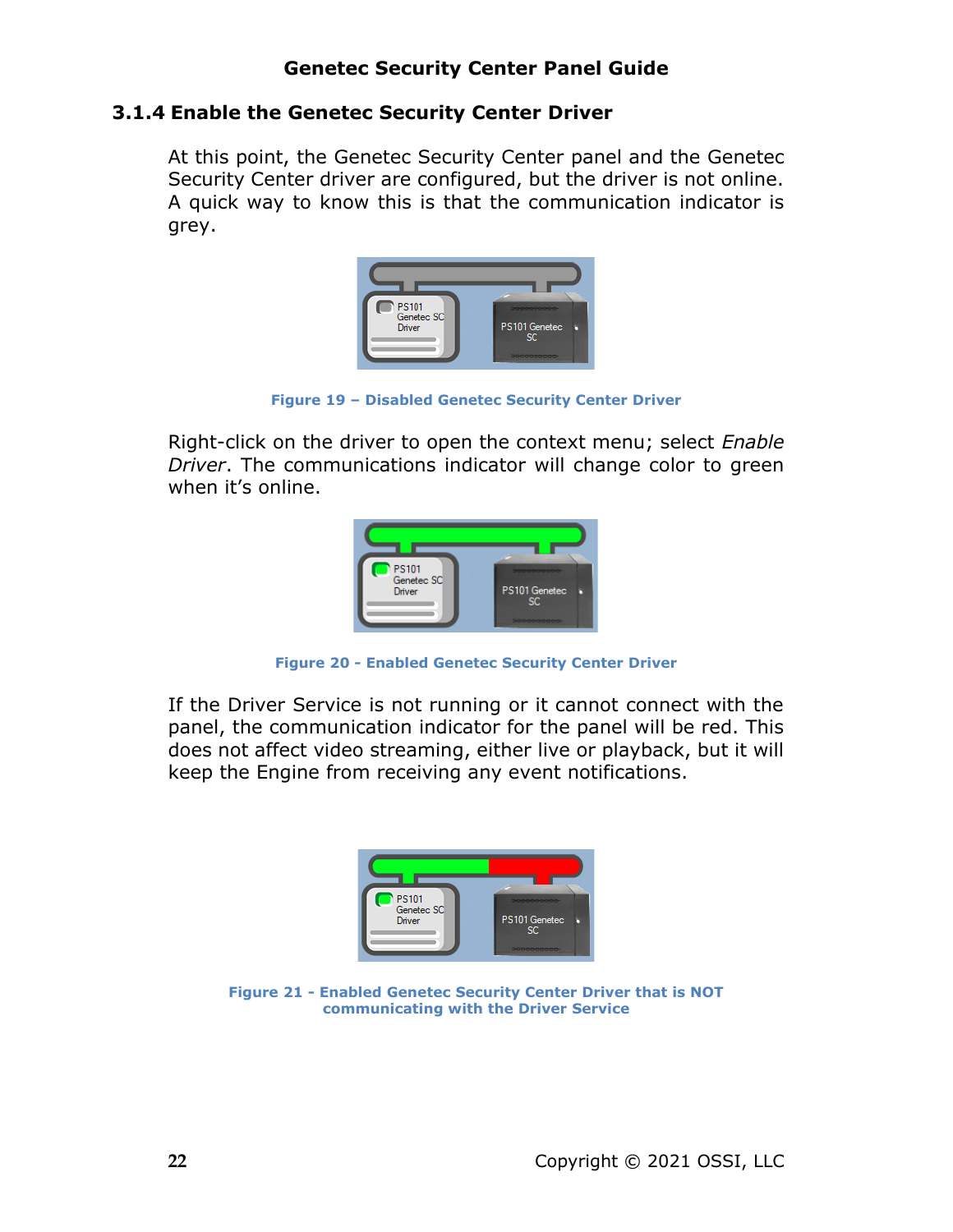### 3.1.4 Enable the Genetec Security Center Driver

At this point, the Genetec Security Center panel and the Genetec Security Center driver are configured, but the driver is not online. A quick way to know this is that the communication indicator is grey.

Figure 19 – Disabled Genetec Security Center Driver

Right-click on the driver to open the context menu; select *Enable Driver*. The communications indicator will change color to green when it's online.

Figure 20 - Enabled Genetec Security Center Driver

If the Driver Service is not running or it cannot connect with the panel, the communication indicator for the panel will be red. This does not affect video streaming, either live or playback, but it will keep the Engine from receiving any event notifications.

Figure 21 - Enabled Genetec Security Center Driver that is NOT communicating with the Driver Service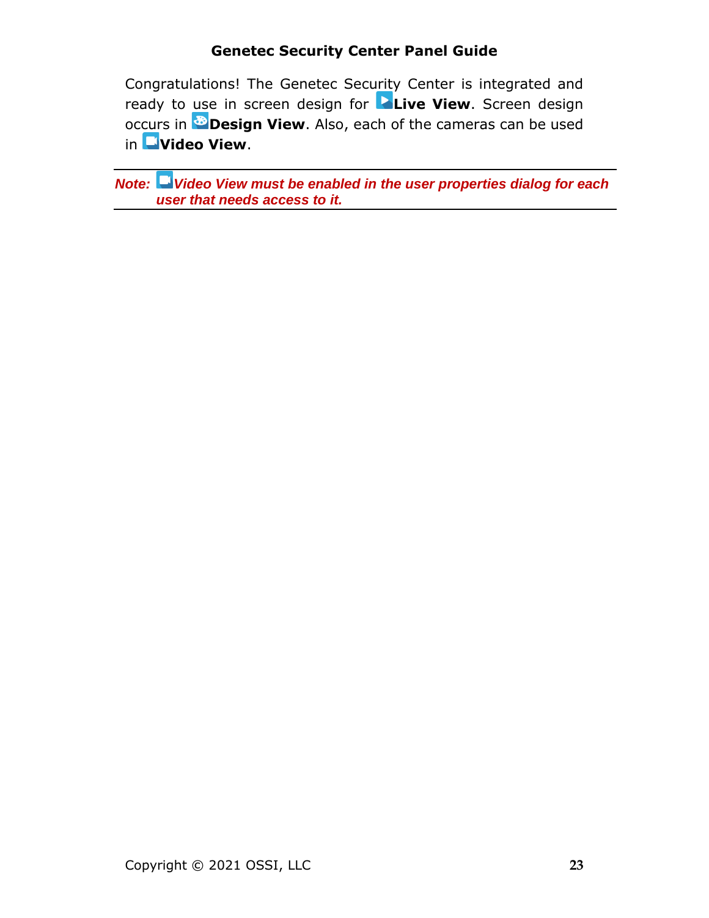Congratulations! The Genetec Security Center is integrated and ready to use in screen design for **Live View**. Screen design occurs in **Design View**. Also, each of the cameras can be used in **Video View**.

---

***Note:*** ***Video View must be enabled in the user properties dialog for each user that needs access to it.***

---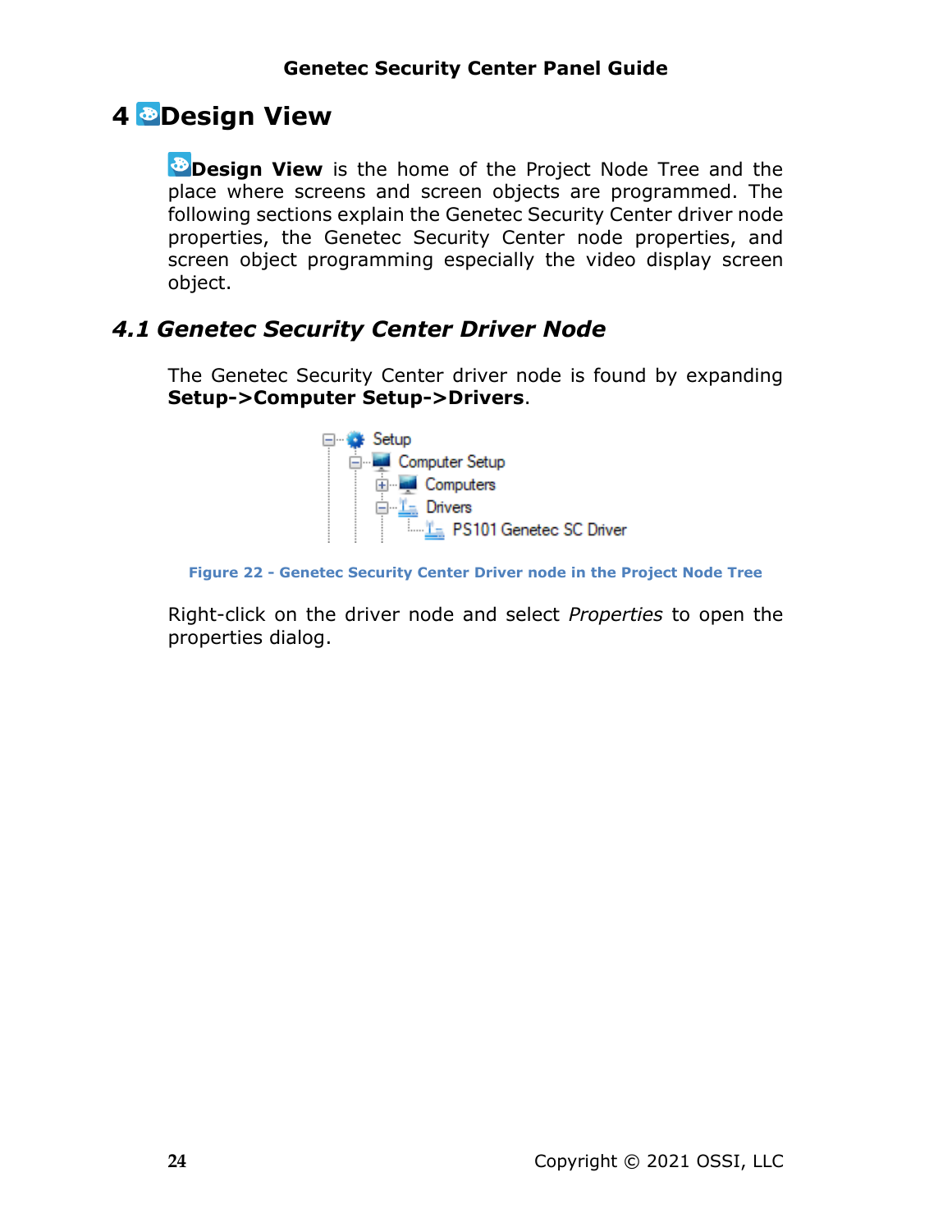# 4 Design View

**Design View** is the home of the Project Node Tree and the place where screens and screen objects are programmed. The following sections explain the Genetec Security Center driver node properties, the Genetec Security Center node properties, and screen object programming especially the video display screen object.

## *4.1 Genetec Security Center Driver Node*

The Genetec Security Center driver node is found by expanding **Setup->Computer Setup->Drivers**.

Figure 22 - Genetec Security Center Driver node in the Project Node Tree

Right-click on the driver node and select *Properties* to open the properties dialog.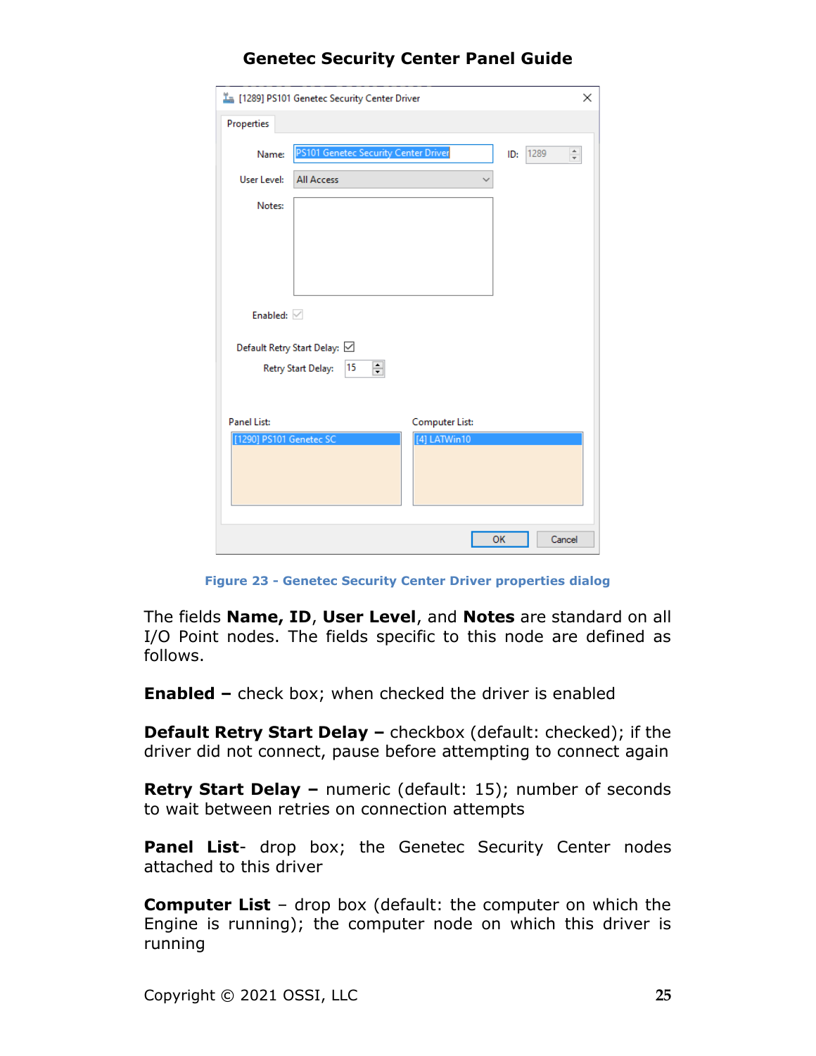Figure 23 - Genetec Security Center Driver properties dialog

The fields **Name, ID**, **User Level**, and **Notes** are standard on all I/O Point nodes. The fields specific to this node are defined as follows.

**Enabled –** check box; when checked the driver is enabled

**Default Retry Start Delay –** checkbox (default: checked); if the driver did not connect, pause before attempting to connect again

**Retry Start Delay –** numeric (default: 15); number of seconds to wait between retries on connection attempts

**Panel List**- drop box; the Genetec Security Center nodes attached to this driver

**Computer List** – drop box (default: the computer on which the Engine is running); the computer node on which this driver is running

Copyright © 2021 OSSI, LLC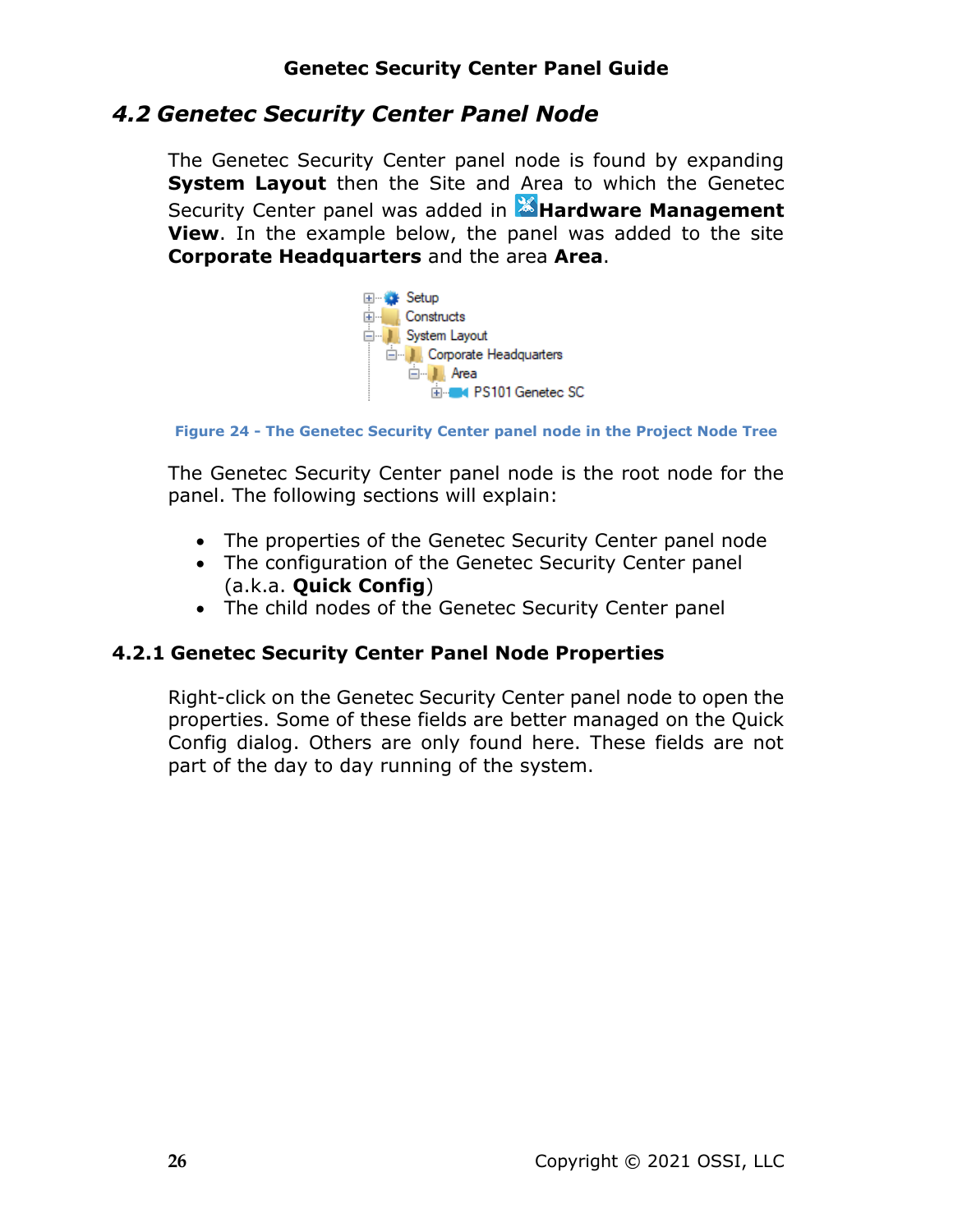## *4.2 Genetec Security Center Panel Node*

The Genetec Security Center panel node is found by expanding **System Layout** then the Site and Area to which the Genetec Security Center panel was added in **Hardware Management View**. In the example below, the panel was added to the site **Corporate Headquarters** and the area **Area**.

Figure 24 - The Genetec Security Center panel node in the Project Node Tree

The Genetec Security Center panel node is the root node for the panel. The following sections will explain:

- The properties of the Genetec Security Center panel node
- The configuration of the Genetec Security Center panel (a.k.a. **Quick Config**)
- The child nodes of the Genetec Security Center panel

### 4.2.1 Genetec Security Center Panel Node Properties

Right-click on the Genetec Security Center panel node to open the properties. Some of these fields are better managed on the Quick Config dialog. Others are only found here. These fields are not part of the day to day running of the system.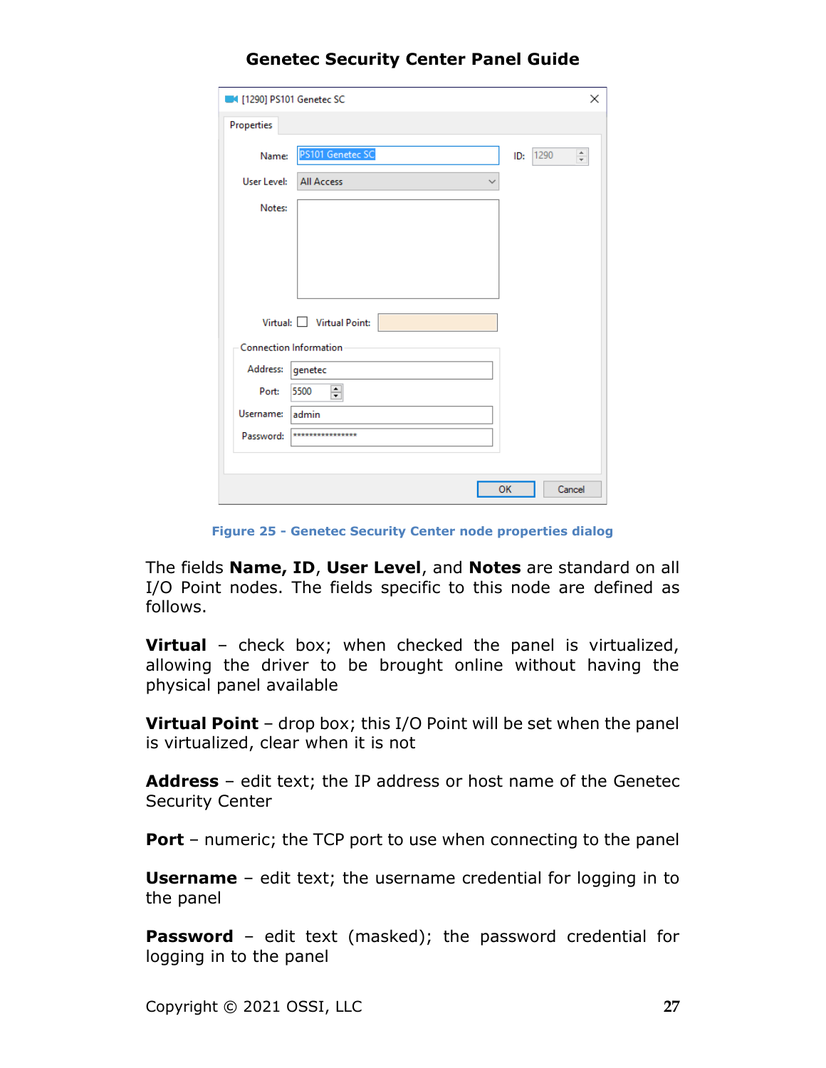**Figure 25 - Genetec Security Center node properties dialog**

The fields **Name, ID**, **User Level**, and **Notes** are standard on all I/O Point nodes. The fields specific to this node are defined as follows.

**Virtual** – check box; when checked the panel is virtualized, allowing the driver to be brought online without having the physical panel available

**Virtual Point** – drop box; this I/O Point will be set when the panel is virtualized, clear when it is not

**Address** – edit text; the IP address or host name of the Genetec Security Center

**Port** – numeric; the TCP port to use when connecting to the panel

**Username** – edit text; the username credential for logging in to the panel

**Password** – edit text (masked); the password credential for logging in to the panel

Copyright © 2021 OSSI, LLC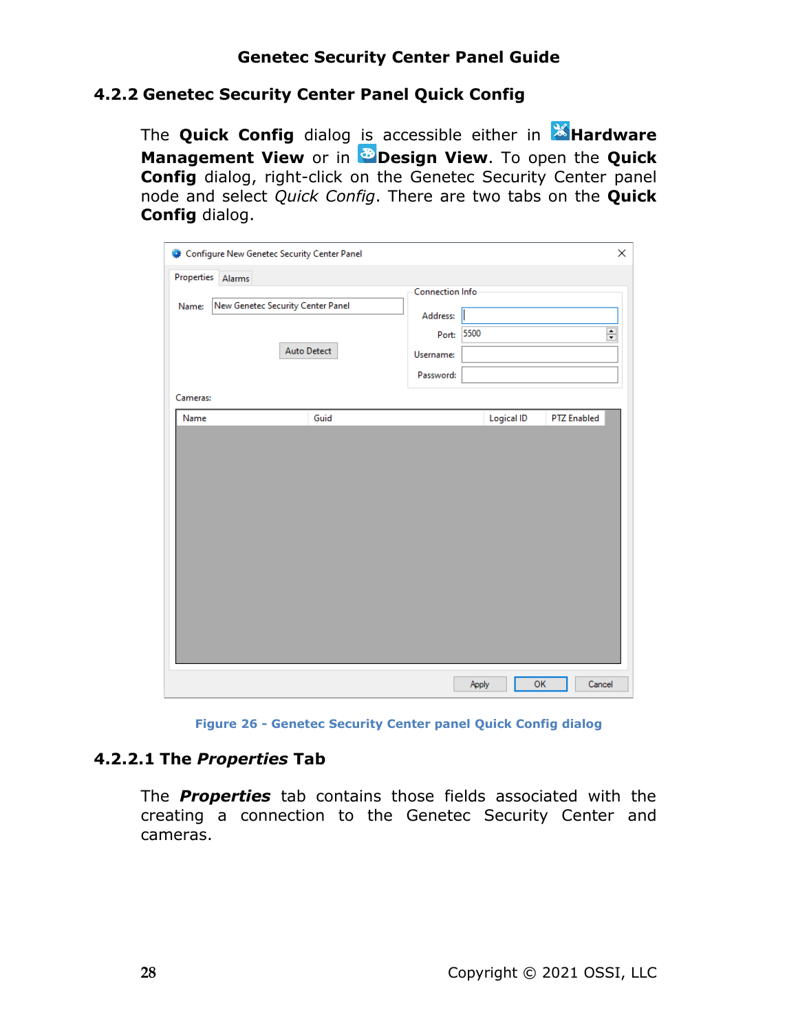## 4.2.2 Genetec Security Center Panel Quick Config

The **Quick Config** dialog is accessible either in **Hardware Management View** or in **Design View**. To open the **Quick Config** dialog, right-click on the Genetec Security Center panel node and select *Quick Config*. There are two tabs on the **Quick Config** dialog.

Figure 26 - Genetec Security Center panel Quick Config dialog

### 4.2.2.1 The *Properties* Tab

The ***Properties*** tab contains those fields associated with the creating a connection to the Genetec Security Center and cameras.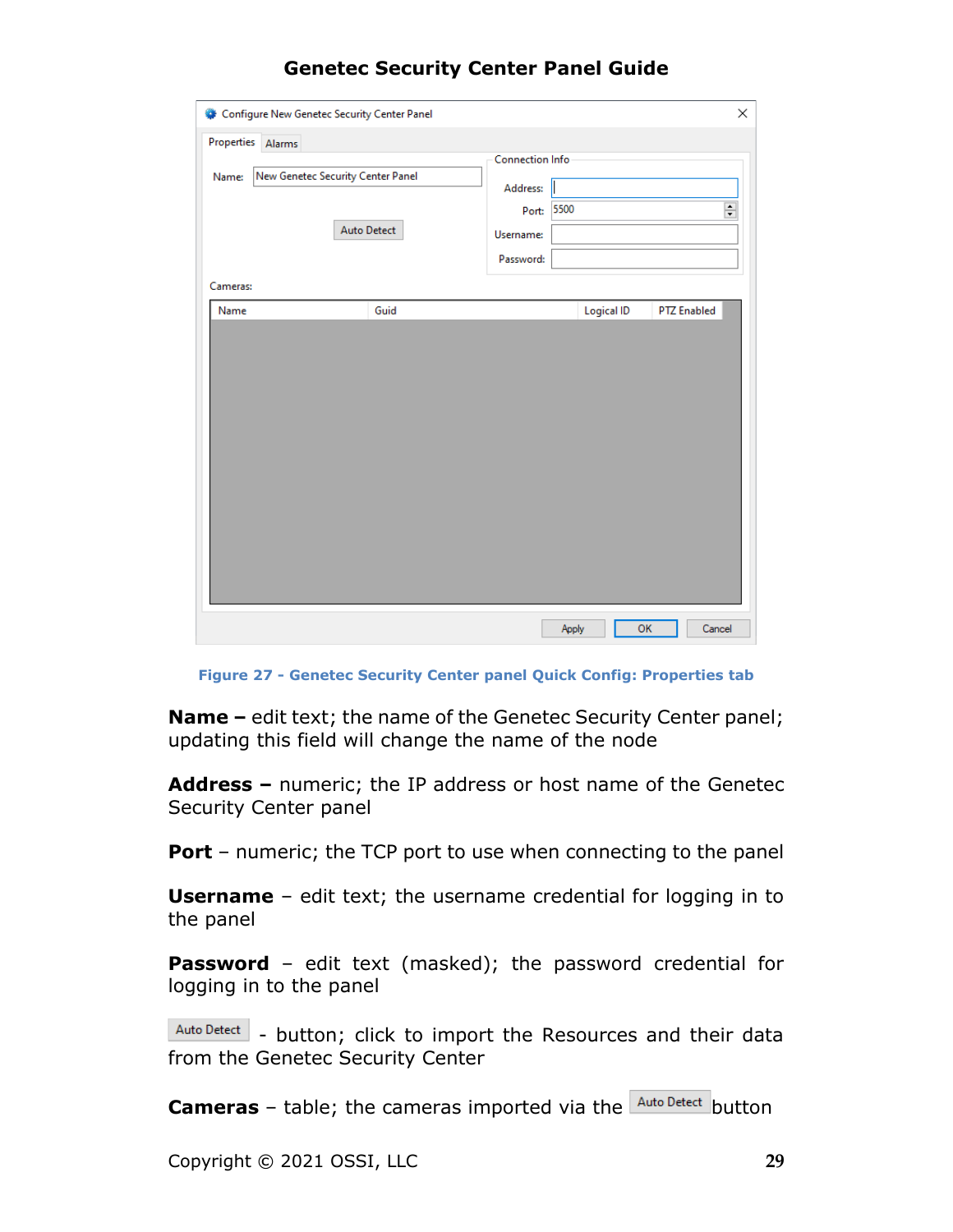Figure 27 - Genetec Security Center panel Quick Config: Properties tab

**Name –** edit text; the name of the Genetec Security Center panel; updating this field will change the name of the node

**Address –** numeric; the IP address or host name of the Genetec Security Center panel

**Port** – numeric; the TCP port to use when connecting to the panel

**Username** – edit text; the username credential for logging in to the panel

**Password** – edit text (masked); the password credential for logging in to the panel

Auto Detect - button; click to import the Resources and their data from the Genetec Security Center

**Cameras** – table; the cameras imported via the Auto Detect button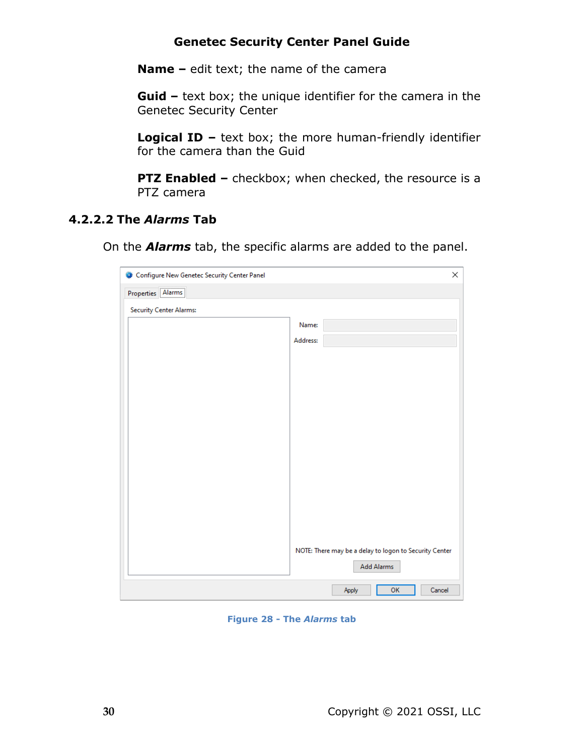**Name –** edit text; the name of the camera

**Guid –** text box; the unique identifier for the camera in the Genetec Security Center

**Logical ID –** text box; the more human-friendly identifier for the camera than the Guid

**PTZ Enabled –** checkbox; when checked, the resource is a PTZ camera

### 4.2.2.2 The ***Alarms*** Tab

On the ***Alarms*** tab, the specific alarms are added to the panel.

Figure 28 - The ***Alarms*** tab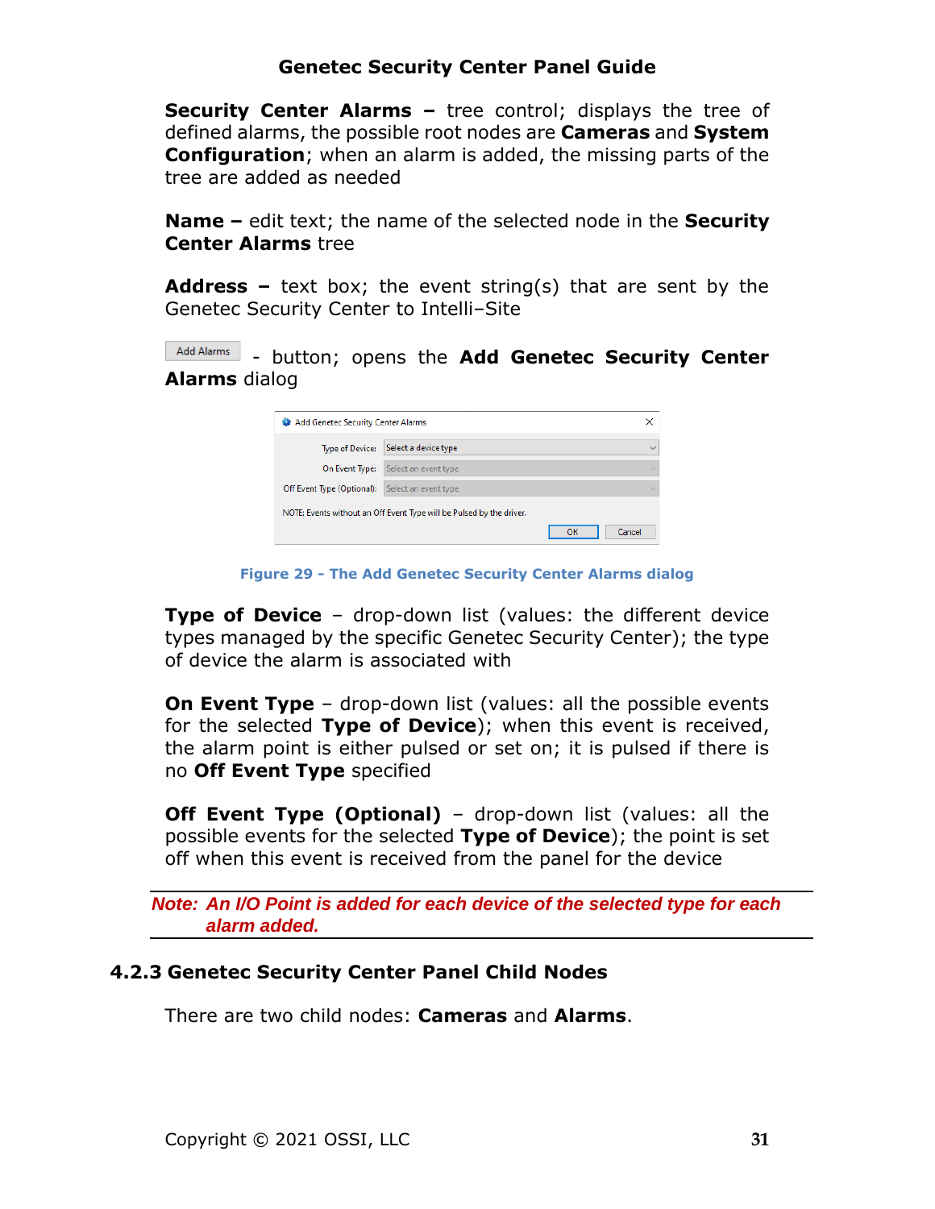**Security Center Alarms –** tree control; displays the tree of defined alarms, the possible root nodes are **Cameras** and **System Configuration**; when an alarm is added, the missing parts of the tree are added as needed

**Name –** edit text; the name of the selected node in the **Security Center Alarms** tree

**Address –** text box; the event string(s) that are sent by the Genetec Security Center to Intelli–Site

Add Alarms - button; opens the **Add Genetec Security Center Alarms** dialog

Figure 29 - The Add Genetec Security Center Alarms dialog

**Type of Device** – drop-down list (values: the different device types managed by the specific Genetec Security Center); the type of device the alarm is associated with

**On Event Type** – drop-down list (values: all the possible events for the selected **Type of Device**); when this event is received, the alarm point is either pulsed or set on; it is pulsed if there is no **Off Event Type** specified

**Off Event Type (Optional)** – drop-down list (values: all the possible events for the selected **Type of Device**); the point is set off when this event is received from the panel for the device

*Note: An I/O Point is added for each device of the selected type for each alarm added.*

### 4.2.3 Genetec Security Center Panel Child Nodes

There are two child nodes: **Cameras** and **Alarms**.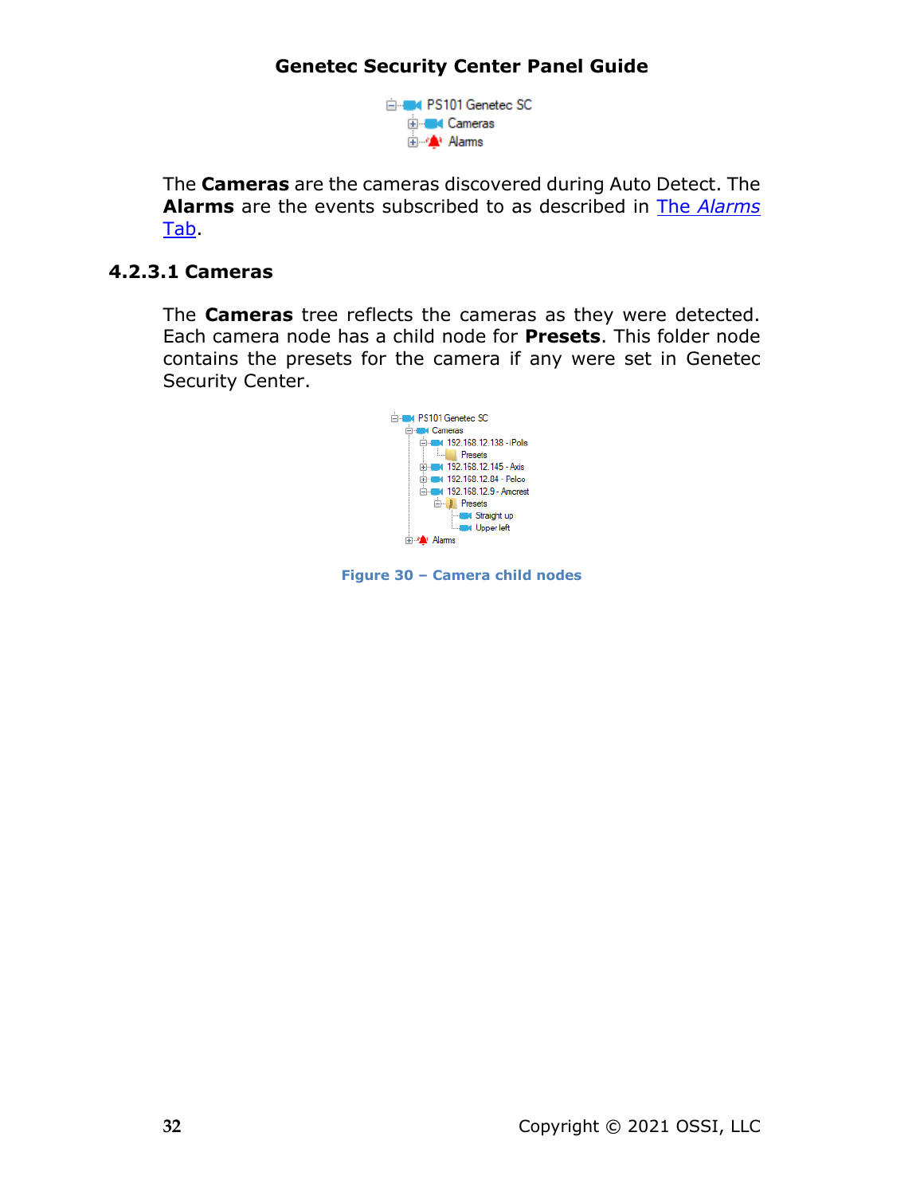The **Cameras** are the cameras discovered during Auto Detect. The **Alarms** are the events subscribed to as described in The *Alarms* Tab.

### 4.2.3.1 Cameras

The **Cameras** tree reflects the cameras as they were detected. Each camera node has a child node for **Presets**. This folder node contains the presets for the camera if any were set in Genetec Security Center.

Figure 30 – Camera child nodes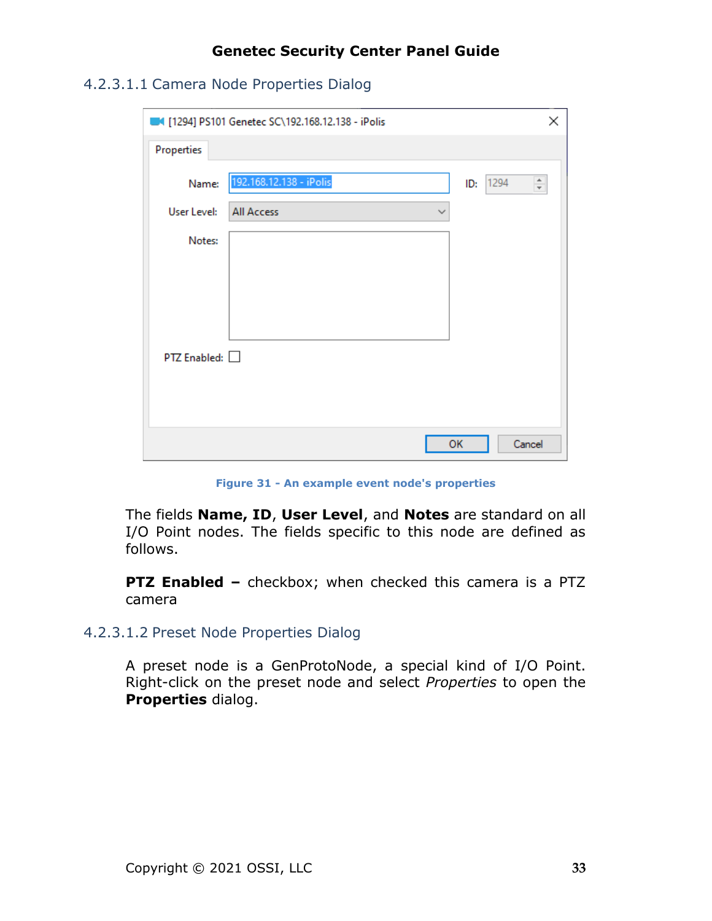#### 4.2.3.1.1 Camera Node Properties Dialog

Figure 31 - An example event node's properties

The fields **Name, ID**, **User Level**, and **Notes** are standard on all I/O Point nodes. The fields specific to this node are defined as follows.

**PTZ Enabled –** checkbox; when checked this camera is a PTZ camera

#### 4.2.3.1.2 Preset Node Properties Dialog

A preset node is a GenProtoNode, a special kind of I/O Point. Right-click on the preset node and select *Properties* to open the **Properties** dialog.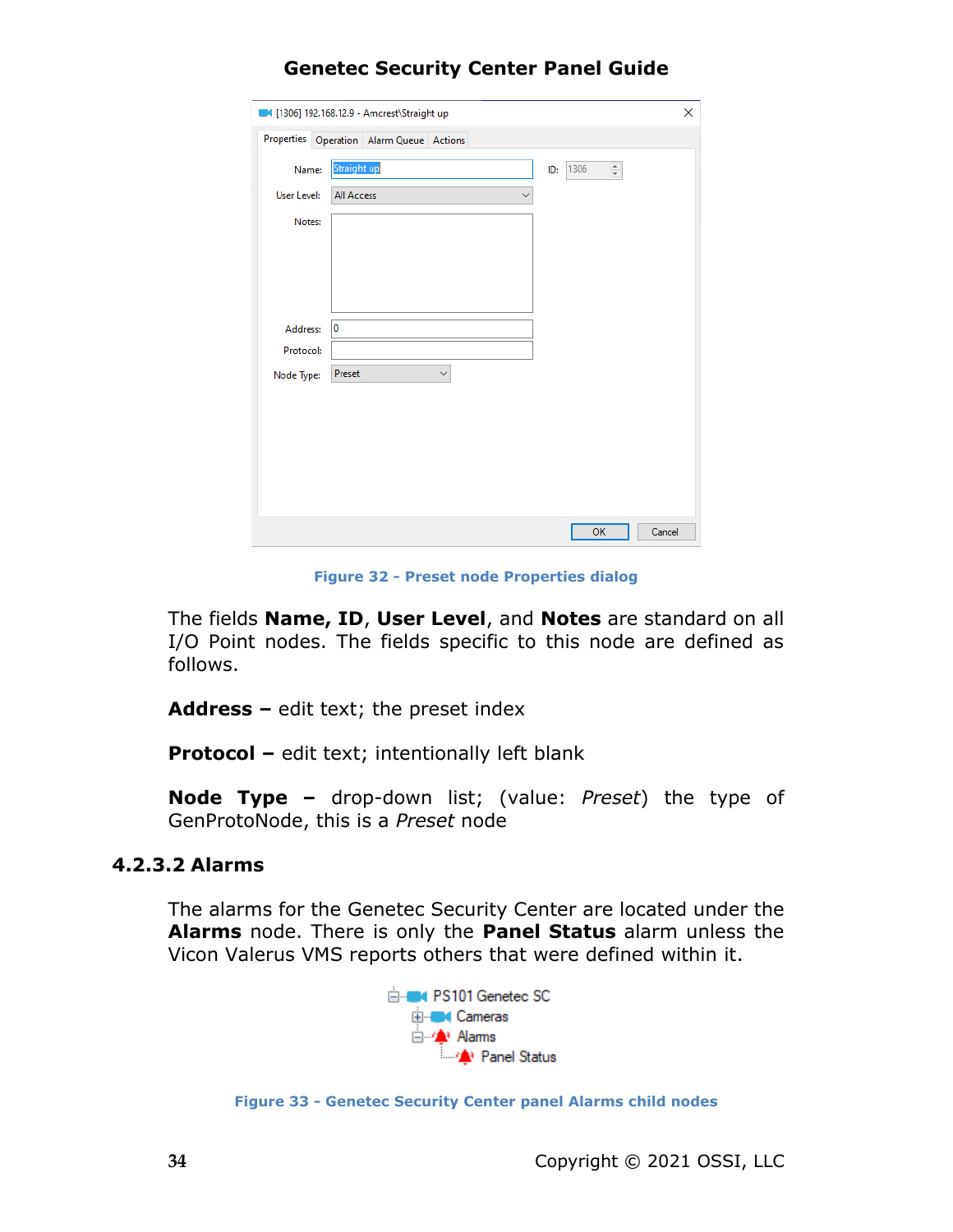Figure 32 - Preset node Properties dialog

The fields **Name, ID**, **User Level**, and **Notes** are standard on all I/O Point nodes. The fields specific to this node are defined as follows.

**Address –** edit text; the preset index

**Protocol –** edit text; intentionally left blank

**Node Type –** drop-down list; (value: *Preset*) the type of GenProtoNode, this is a *Preset* node

### 4.2.3.2 Alarms

The alarms for the Genetec Security Center are located under the **Alarms** node. There is only the **Panel Status** alarm unless the Vicon Valerus VMS reports others that were defined within it.

Figure 33 - Genetec Security Center panel Alarms child nodes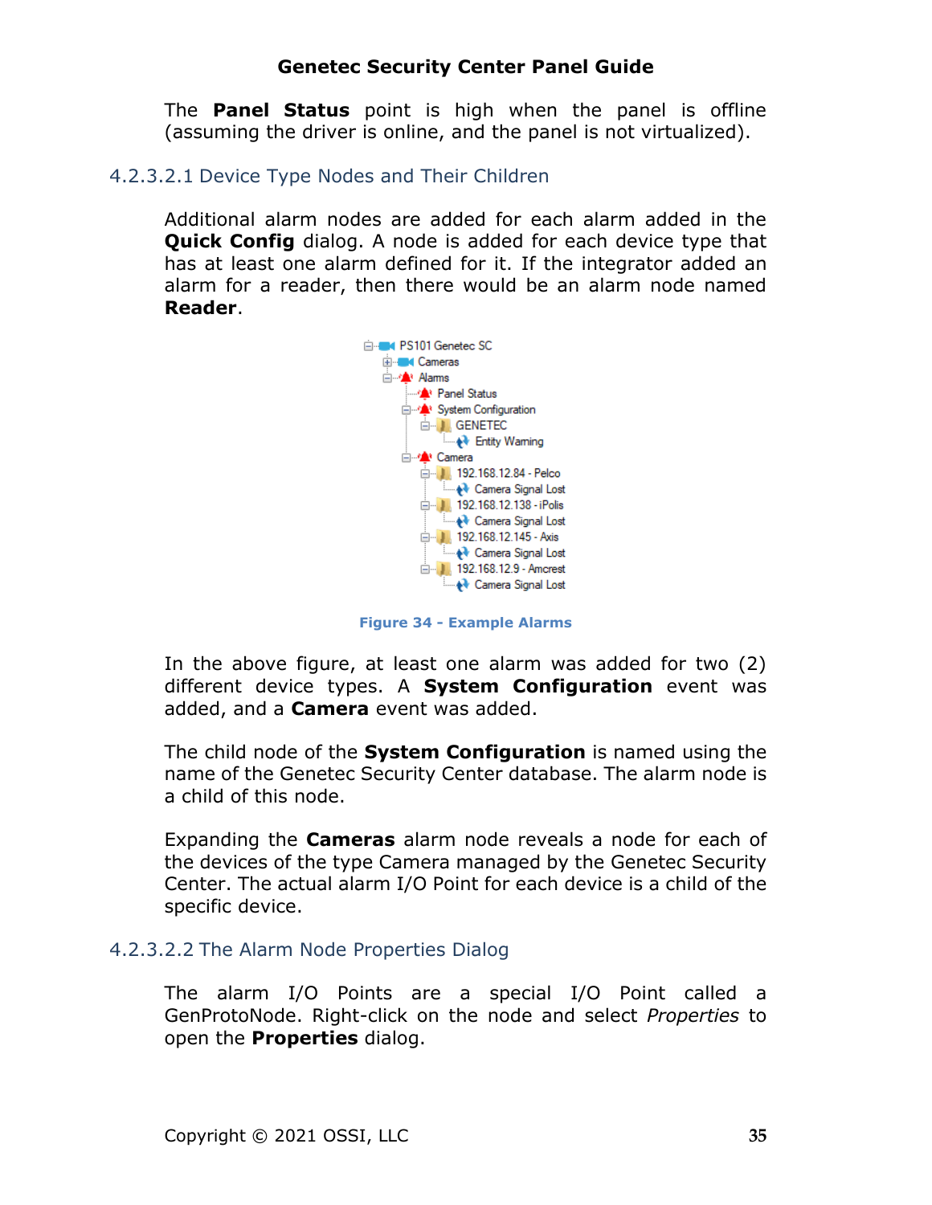The **Panel Status** point is high when the panel is offline (assuming the driver is online, and the panel is not virtualized).

#### 4.2.3.2.1 Device Type Nodes and Their Children

Additional alarm nodes are added for each alarm added in the **Quick Config** dialog. A node is added for each device type that has at least one alarm defined for it. If the integrator added an alarm for a reader, then there would be an alarm node named **Reader**.

**Figure 34 - Example Alarms**

In the above figure, at least one alarm was added for two (2) different device types. A **System Configuration** event was added, and a **Camera** event was added.

The child node of the **System Configuration** is named using the name of the Genetec Security Center database. The alarm node is a child of this node.

Expanding the **Cameras** alarm node reveals a node for each of the devices of the type Camera managed by the Genetec Security Center. The actual alarm I/O Point for each device is a child of the specific device.

#### 4.2.3.2.2 The Alarm Node Properties Dialog

The alarm I/O Points are a special I/O Point called a GenProtoNode. Right-click on the node and select *Properties* to open the **Properties** dialog.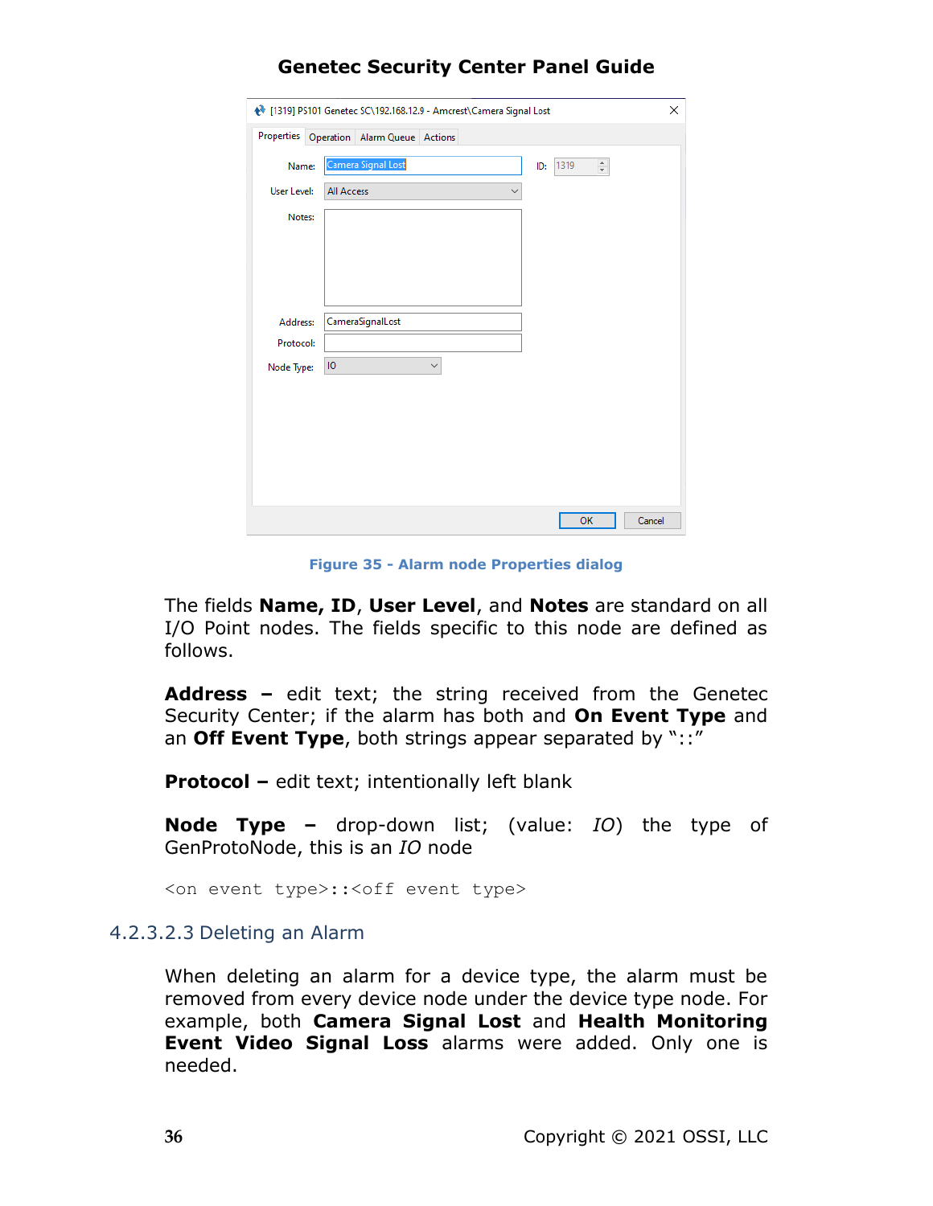Figure 35 - Alarm node Properties dialog

The fields **Name, ID**, **User Level**, and **Notes** are standard on all I/O Point nodes. The fields specific to this node are defined as follows.

**Address –** edit text; the string received from the Genetec Security Center; if the alarm has both and **On Event Type** and an **Off Event Type**, both strings appear separated by "::"

**Protocol –** edit text; intentionally left blank

**Node Type –** drop-down list; (value: *IO*) the type of GenProtoNode, this is an *IO* node

```
<on event type>::<off event type>
```

#### 4.2.3.2.3 Deleting an Alarm

When deleting an alarm for a device type, the alarm must be removed from every device node under the device type node. For example, both **Camera Signal Lost** and **Health Monitoring Event Video Signal Loss** alarms were added. Only one is needed.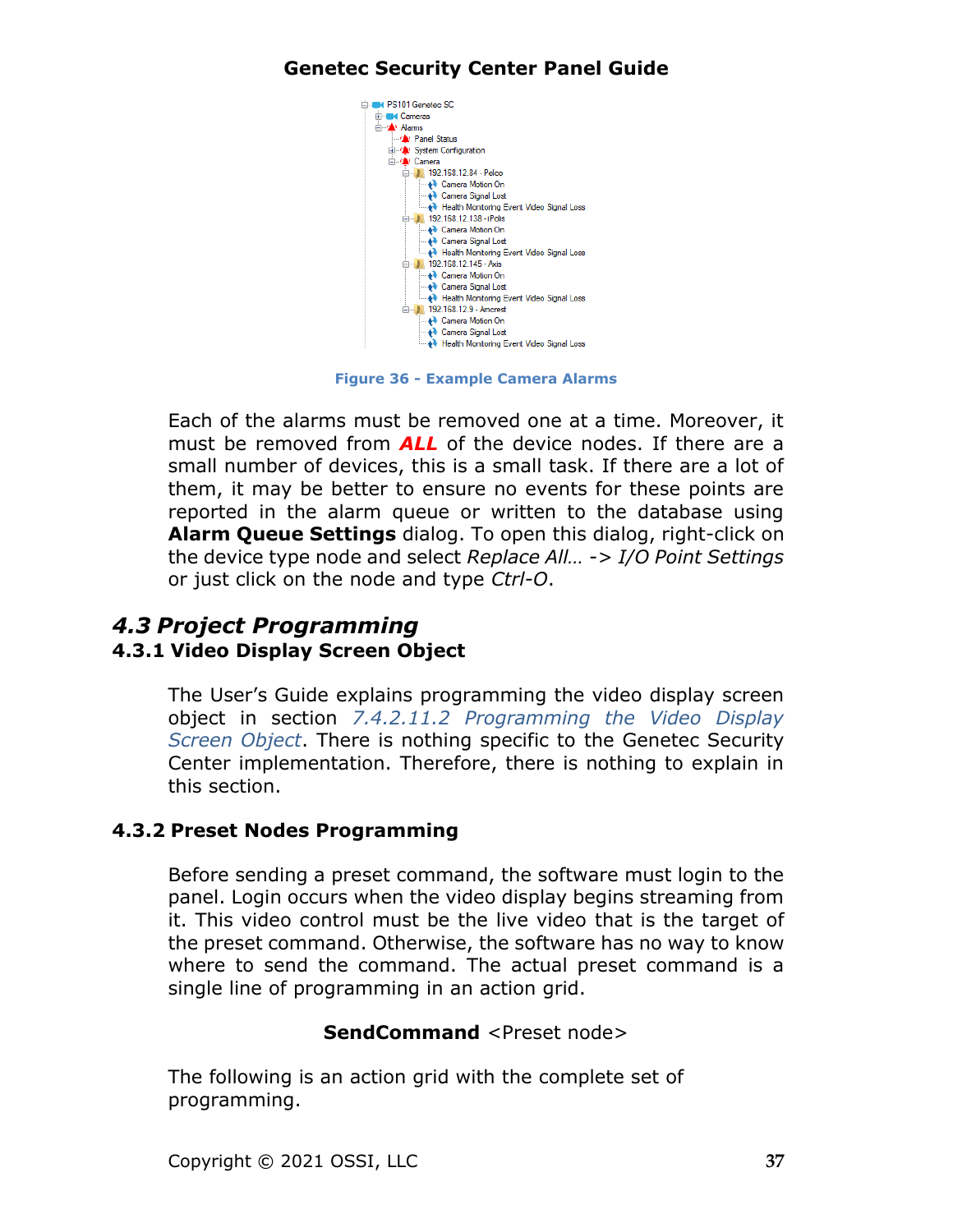Figure 36 - Example Camera Alarms

Each of the alarms must be removed one at a time. Moreover, it must be removed from ***ALL*** of the device nodes. If there are a small number of devices, this is a small task. If there are a lot of them, it may be better to ensure no events for these points are reported in the alarm queue or written to the database using **Alarm Queue Settings** dialog. To open this dialog, right-click on the device type node and select *Replace All… -> I/O Point Settings* or just click on the node and type *Ctrl-O*.

## *4.3 Project Programming*

### 4.3.1 Video Display Screen Object

The User's Guide explains programming the video display screen object in section *7.4.2.11.2 Programming the Video Display Screen Object*. There is nothing specific to the Genetec Security Center implementation. Therefore, there is nothing to explain in this section.

### 4.3.2 Preset Nodes Programming

Before sending a preset command, the software must login to the panel. Login occurs when the video display begins streaming from it. This video control must be the live video that is the target of the preset command. Otherwise, the software has no way to know where to send the command. The actual preset command is a single line of programming in an action grid.

**SendCommand** <Preset node>

The following is an action grid with the complete set of programming.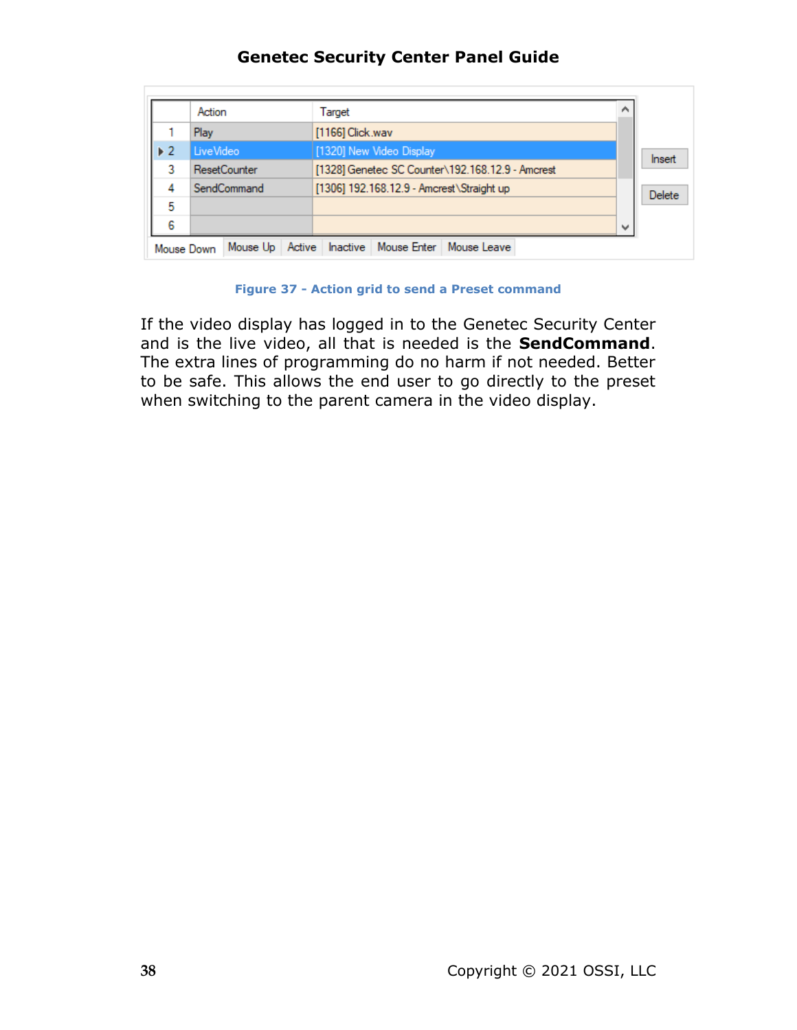|   | Action | Target |
|---|---|---|
| 1 | Play | [1166] Click.wav |
| 2 | LiveVideo | [1320] New Video Display |
| 3 | ResetCounter | [1328] Genetec SC Counter\192.168.12.9 - Amcrest |
| 4 | SendCommand | [1306] 192.168.12.9 - Amcrest\Straight up |
| 5 | | |
| 6 | | |

Mouse Down | Mouse Up | Active | Inactive | Mouse Enter | Mouse Leave

Insert

Delete

**Figure 37 - Action grid to send a Preset command**

If the video display has logged in to the Genetec Security Center and is the live video, all that is needed is the **SendCommand**. The extra lines of programming do no harm if not needed. Better to be safe. This allows the end user to go directly to the preset when switching to the parent camera in the video display.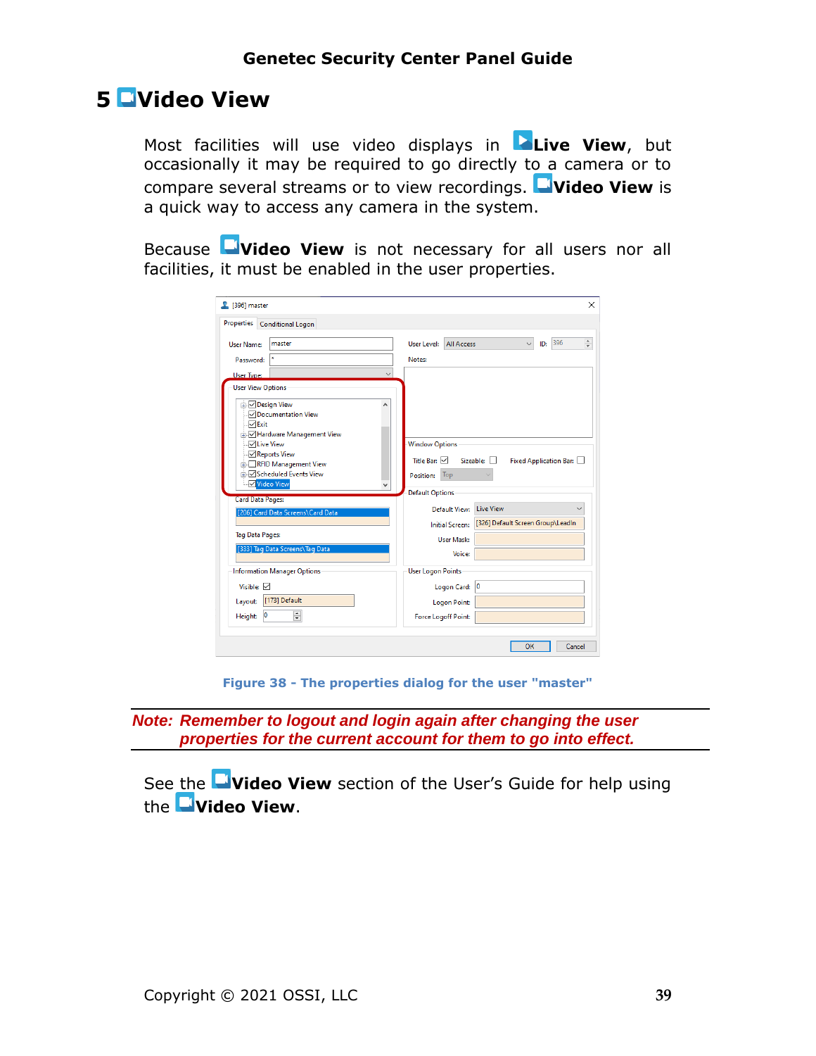# 5 Video View

Most facilities will use video displays in **Live View**, but occasionally it may be required to go directly to a camera or to compare several streams or to view recordings. **Video View** is a quick way to access any camera in the system.

Because **Video View** is not necessary for all users nor all facilities, it must be enabled in the user properties.

Figure 38 - The properties dialog for the user "master"

***Note: Remember to logout and login again after changing the user properties for the current account for them to go into effect.***

See the **Video View** section of the User's Guide for help using the **Video View**.

Copyright © 2021 OSSI, LLC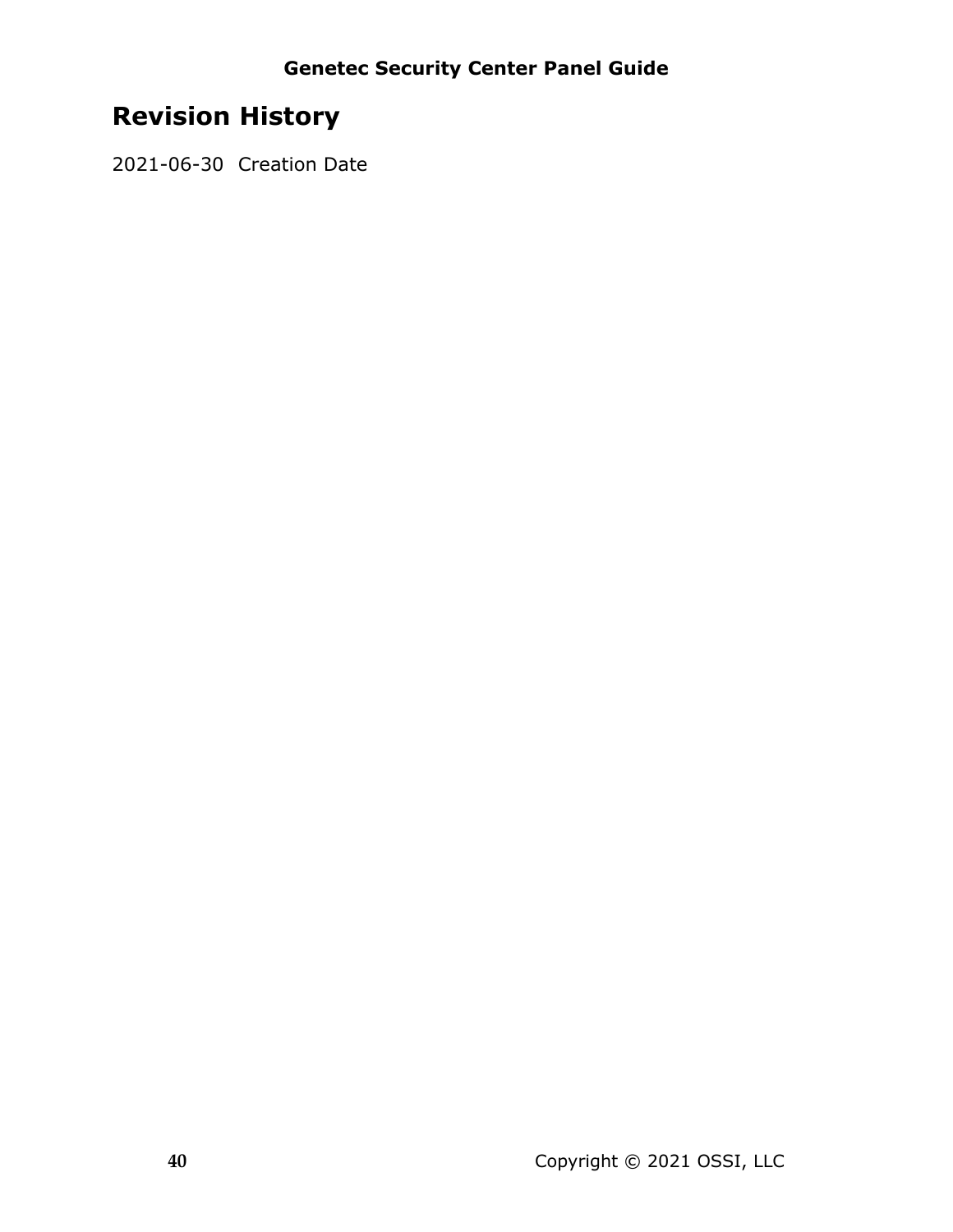# Revision History

2021-06-30 Creation Date